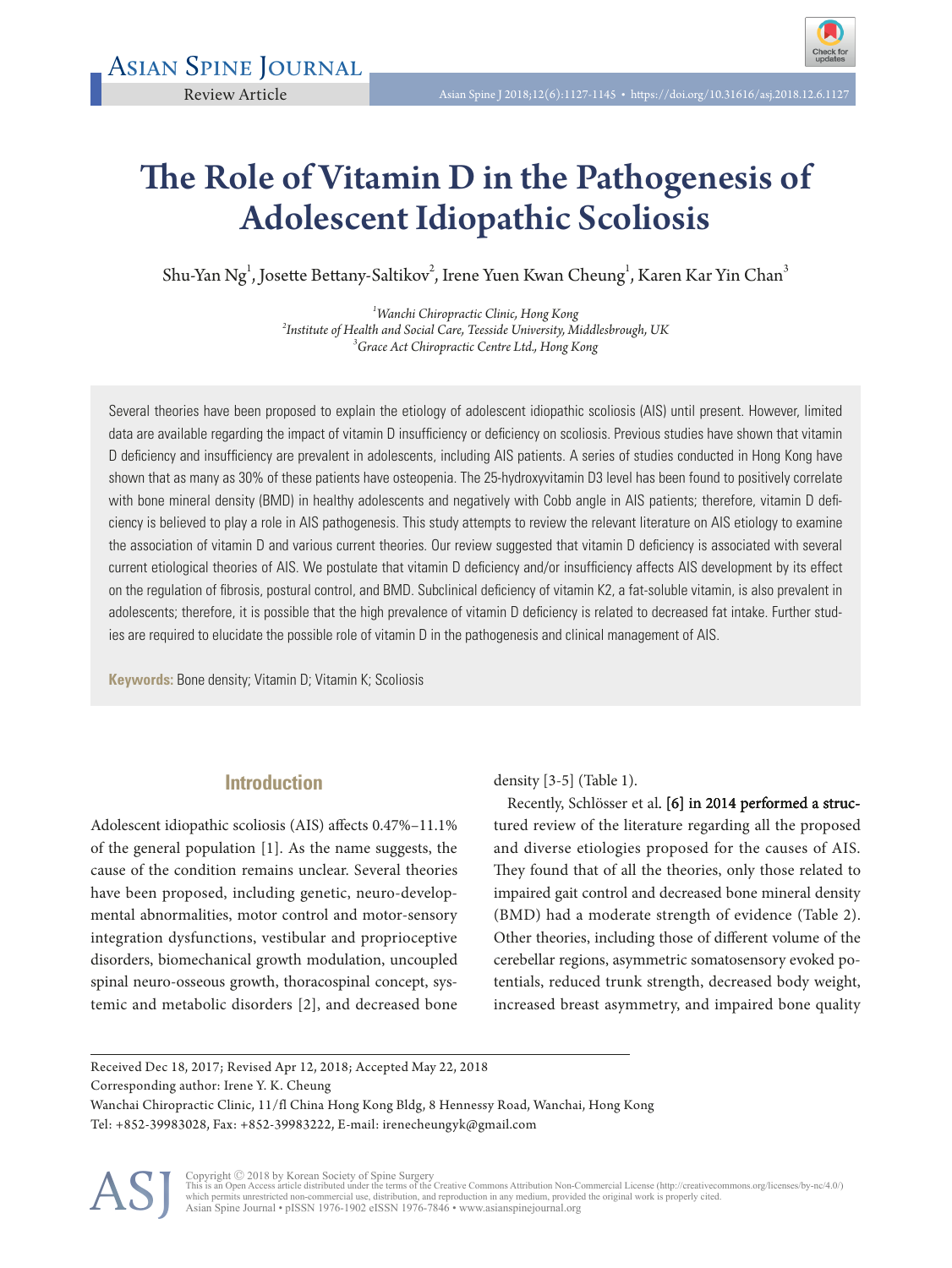Review Article

# The Role of Vitamin D in the Pathogenesis of Adolescent Idiopathic Scoliosis

Shu-Yan Ng[1], Josette Bettany-Saltikov[2], Irene Yuen Kwan Cheung[1], Karen Kar Yin Chan[3]

[1]*Wanchi Chiropractic Clinic, Hong Kong*
[2]*Institute of Health and Social Care, Teesside University, Middlesbrough, UK*
[3]*Grace Act Chiropractic Centre Ltd., Hong Kong*

Several theories have been proposed to explain the etiology of adolescent idiopathic scoliosis (AIS) until present. However, limited data are available regarding the impact of vitamin D insufficiency or deficiency on scoliosis. Previous studies have shown that vitamin D deficiency and insufficiency are prevalent in adolescents, including AIS patients. A series of studies conducted in Hong Kong have shown that as many as 30% of these patients have osteopenia. The 25-hydroxyvitamin D3 level has been found to positively correlate with bone mineral density (BMD) in healthy adolescents and negatively with Cobb angle in AIS patients; therefore, vitamin D deficiency is believed to play a role in AIS pathogenesis. This study attempts to review the relevant literature on AIS etiology to examine the association of vitamin D and various current theories. Our review suggested that vitamin D deficiency is associated with several current etiological theories of AIS. We postulate that vitamin D deficiency and/or insufficiency affects AIS development by its effect on the regulation of fibrosis, postural control, and BMD. Subclinical deficiency of vitamin K2, a fat-soluble vitamin, is also prevalent in adolescents; therefore, it is possible that the high prevalence of vitamin D deficiency is related to decreased fat intake. Further studies are required to elucidate the possible role of vitamin D in the pathogenesis and clinical management of AIS.

**Keywords:** Bone density; Vitamin D; Vitamin K; Scoliosis

## Introduction

Adolescent idiopathic scoliosis (AIS) affects 0.47%–11.1% of the general population [1]. As the name suggests, the cause of the condition remains unclear. Several theories have been proposed, including genetic, neuro-developmental abnormalities, motor control and motor-sensory integration dysfunctions, vestibular and proprioceptive disorders, biomechanical growth modulation, uncoupled spinal neuro-osseous growth, thoracospinal concept, systemic and metabolic disorders [2], and decreased bone density [3-5] (Table 1).

Recently, Schlösser et al. [6] in 2014 performed a structured review of the literature regarding all the proposed and diverse etiologies proposed for the causes of AIS. They found that of all the theories, only those related to impaired gait control and decreased bone mineral density (BMD) had a moderate strength of evidence (Table 2). Other theories, including those of different volume of the cerebellar regions, asymmetric somatosensory evoked potentials, reduced trunk strength, decreased body weight, increased breast asymmetry, and impaired bone quality

Received Dec 18, 2017; Revised Apr 12, 2018; Accepted May 22, 2018
Corresponding author: Irene Y. K. Cheung
Wanchai Chiropractic Clinic, 11/fl China Hong Kong Bldg, 8 Hennessy Road, Wanchai, Hong Kong
Tel: +852-39983028, Fax: +852-39983222, E-mail: irenecheungyk@gmail.com

Copyright © 2018 by Korean Society of Spine Surgery
This is an Open Access article distributed under the terms of the Creative Commons Attribution Non-Commercial License (http://creativecommons.org/licenses/by-nc/4.0/) which permits unrestricted non-commercial use, distribution, and reproduction in any medium, provided the original work is properly cited.
Asian Spine Journal • pISSN 1976-1902 eISSN 1976-7846 • www.asianspinejournal.org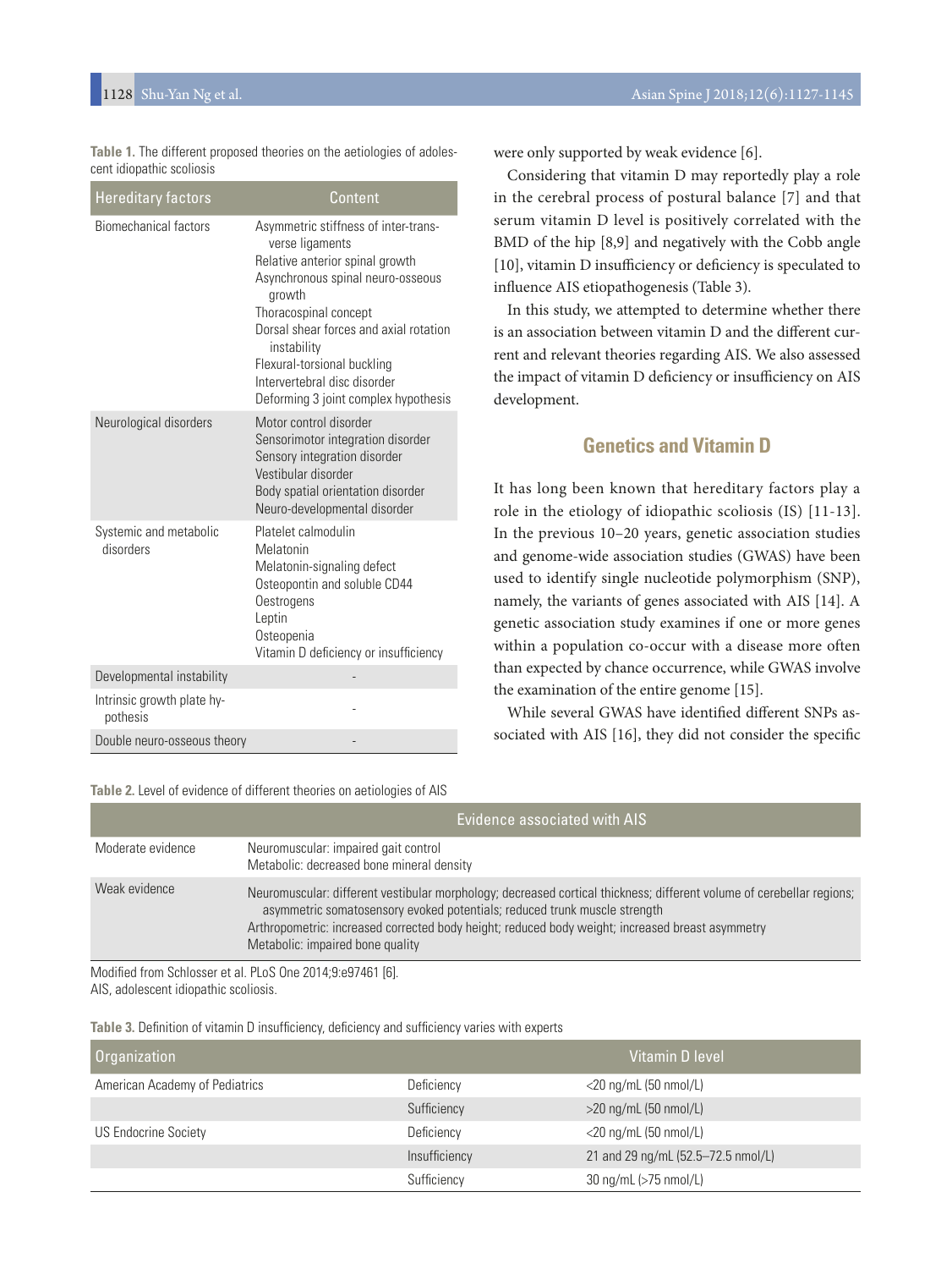**Table 1.** The different proposed theories on the aetiologies of adolescent idiopathic scoliosis

| Hereditary factors | Content |
|---|---|
| Biomechanical factors | Asymmetric stiffness of inter-transverse ligaments<br>Relative anterior spinal growth<br>Asynchronous spinal neuro-osseous growth<br>Thoracospinal concept<br>Dorsal shear forces and axial rotation instability<br>Flexural-torsional buckling<br>Intervertebral disc disorder<br>Deforming 3 joint complex hypothesis |
| Neurological disorders | Motor control disorder<br>Sensorimotor integration disorder<br>Sensory integration disorder<br>Vestibular disorder<br>Body spatial orientation disorder<br>Neuro-developmental disorder |
| Systemic and metabolic disorders | Platelet calmodulin<br>Melatonin<br>Melatonin-signaling defect<br>Osteopontin and soluble CD44<br>Oestrogens<br>Leptin<br>Osteopenia<br>Vitamin D deficiency or insufficiency |
| Developmental instability | - |
| Intrinsic growth plate hypothesis | - |
| Double neuro-osseous theory | - |

were only supported by weak evidence [6].

Considering that vitamin D may reportedly play a role in the cerebral process of postural balance [7] and that serum vitamin D level is positively correlated with the BMD of the hip [8,9] and negatively with the Cobb angle [10], vitamin D insufficiency or deficiency is speculated to influence AIS etiopathogenesis (Table 3).

In this study, we attempted to determine whether there is an association between vitamin D and the different current and relevant theories regarding AIS. We also assessed the impact of vitamin D deficiency or insufficiency on AIS development.

## Genetics and Vitamin D

It has long been known that hereditary factors play a role in the etiology of idiopathic scoliosis (IS) [11-13]. In the previous 10–20 years, genetic association studies and genome-wide association studies (GWAS) have been used to identify single nucleotide polymorphism (SNP), namely, the variants of genes associated with AIS [14]. A genetic association study examines if one or more genes within a population co-occur with a disease more often than expected by chance occurrence, while GWAS involve the examination of the entire genome [15].

While several GWAS have identified different SNPs associated with AIS [16], they did not consider the specific

**Table 2.** Level of evidence of different theories on aetiologies of AIS

| | Evidence associated with AIS |
|---|---|
| Moderate evidence | Neuromuscular: impaired gait control<br>Metabolic: decreased bone mineral density |
| Weak evidence | Neuromuscular: different vestibular morphology; decreased cortical thickness; different volume of cerebellar regions; asymmetric somatosensory evoked potentials; reduced trunk muscle strength<br>Arthropometric: increased corrected body height; reduced body weight; increased breast asymmetry<br>Metabolic: impaired bone quality |

Modified from Schlosser et al. PLoS One 2014;9:e97461 [6].
AIS, adolescent idiopathic scoliosis.

**Table 3.** Definition of vitamin D insufficiency, deficiency and sufficiency varies with experts

| Organization | | Vitamin D level |
|---|---|---|
| American Academy of Pediatrics | Deficiency | <20 ng/mL (50 nmol/L) |
| | Sufficiency | >20 ng/mL (50 nmol/L) |
| US Endocrine Society | Deficiency | <20 ng/mL (50 nmol/L) |
| | Insufficiency | 21 and 29 ng/mL (52.5–72.5 nmol/L) |
| | Sufficiency | 30 ng/mL (>75 nmol/L) |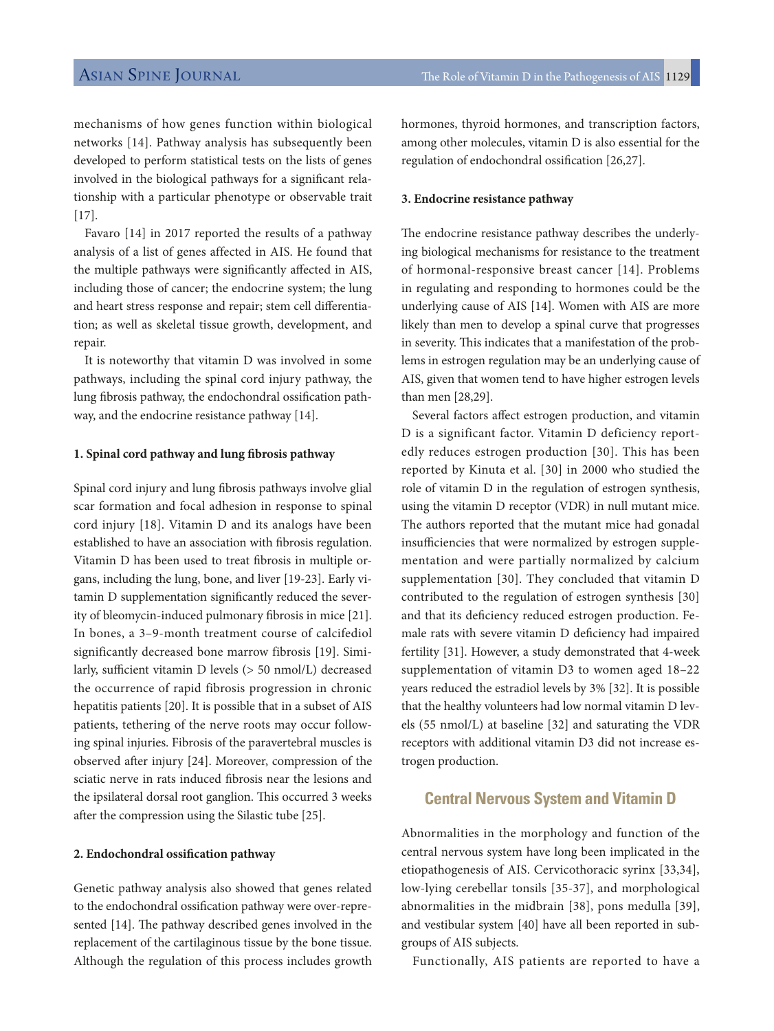mechanisms of how genes function within biological networks [14]. Pathway analysis has subsequently been developed to perform statistical tests on the lists of genes involved in the biological pathways for a significant relationship with a particular phenotype or observable trait [17].

Favaro [14] in 2017 reported the results of a pathway analysis of a list of genes affected in AIS. He found that the multiple pathways were significantly affected in AIS, including those of cancer; the endocrine system; the lung and heart stress response and repair; stem cell differentiation; as well as skeletal tissue growth, development, and repair.

It is noteworthy that vitamin D was involved in some pathways, including the spinal cord injury pathway, the lung fibrosis pathway, the endochondral ossification pathway, and the endocrine resistance pathway [14].

### 1. Spinal cord pathway and lung fibrosis pathway

Spinal cord injury and lung fibrosis pathways involve glial scar formation and focal adhesion in response to spinal cord injury [18]. Vitamin D and its analogs have been established to have an association with fibrosis regulation. Vitamin D has been used to treat fibrosis in multiple organs, including the lung, bone, and liver [19-23]. Early vitamin D supplementation significantly reduced the severity of bleomycin-induced pulmonary fibrosis in mice [21]. In bones, a 3–9-month treatment course of calcifediol significantly decreased bone marrow fibrosis [19]. Similarly, sufficient vitamin D levels (> 50 nmol/L) decreased the occurrence of rapid fibrosis progression in chronic hepatitis patients [20]. It is possible that in a subset of AIS patients, tethering of the nerve roots may occur following spinal injuries. Fibrosis of the paravertebral muscles is observed after injury [24]. Moreover, compression of the sciatic nerve in rats induced fibrosis near the lesions and the ipsilateral dorsal root ganglion. This occurred 3 weeks after the compression using the Silastic tube [25].

### 2. Endochondral ossification pathway

Genetic pathway analysis also showed that genes related to the endochondral ossification pathway were over-represented [14]. The pathway described genes involved in the replacement of the cartilaginous tissue by the bone tissue. Although the regulation of this process includes growth hormones, thyroid hormones, and transcription factors, among other molecules, vitamin D is also essential for the regulation of endochondral ossification [26,27].

### 3. Endocrine resistance pathway

The endocrine resistance pathway describes the underlying biological mechanisms for resistance to the treatment of hormonal-responsive breast cancer [14]. Problems in regulating and responding to hormones could be the underlying cause of AIS [14]. Women with AIS are more likely than men to develop a spinal curve that progresses in severity. This indicates that a manifestation of the problems in estrogen regulation may be an underlying cause of AIS, given that women tend to have higher estrogen levels than men [28,29].

Several factors affect estrogen production, and vitamin D is a significant factor. Vitamin D deficiency reportedly reduces estrogen production [30]. This has been reported by Kinuta et al. [30] in 2000 who studied the role of vitamin D in the regulation of estrogen synthesis, using the vitamin D receptor (VDR) in null mutant mice. The authors reported that the mutant mice had gonadal insufficiencies that were normalized by estrogen supplementation and were partially normalized by calcium supplementation [30]. They concluded that vitamin D contributed to the regulation of estrogen synthesis [30] and that its deficiency reduced estrogen production. Female rats with severe vitamin D deficiency had impaired fertility [31]. However, a study demonstrated that 4-week supplementation of vitamin D3 to women aged 18–22 years reduced the estradiol levels by 3% [32]. It is possible that the healthy volunteers had low normal vitamin D levels (55 nmol/L) at baseline [32] and saturating the VDR receptors with additional vitamin D3 did not increase estrogen production.

## Central Nervous System and Vitamin D

Abnormalities in the morphology and function of the central nervous system have long been implicated in the etiopathogenesis of AIS. Cervicothoracic syrinx [33,34], low-lying cerebellar tonsils [35-37], and morphological abnormalities in the midbrain [38], pons medulla [39], and vestibular system [40] have all been reported in subgroups of AIS subjects.

Functionally, AIS patients are reported to have a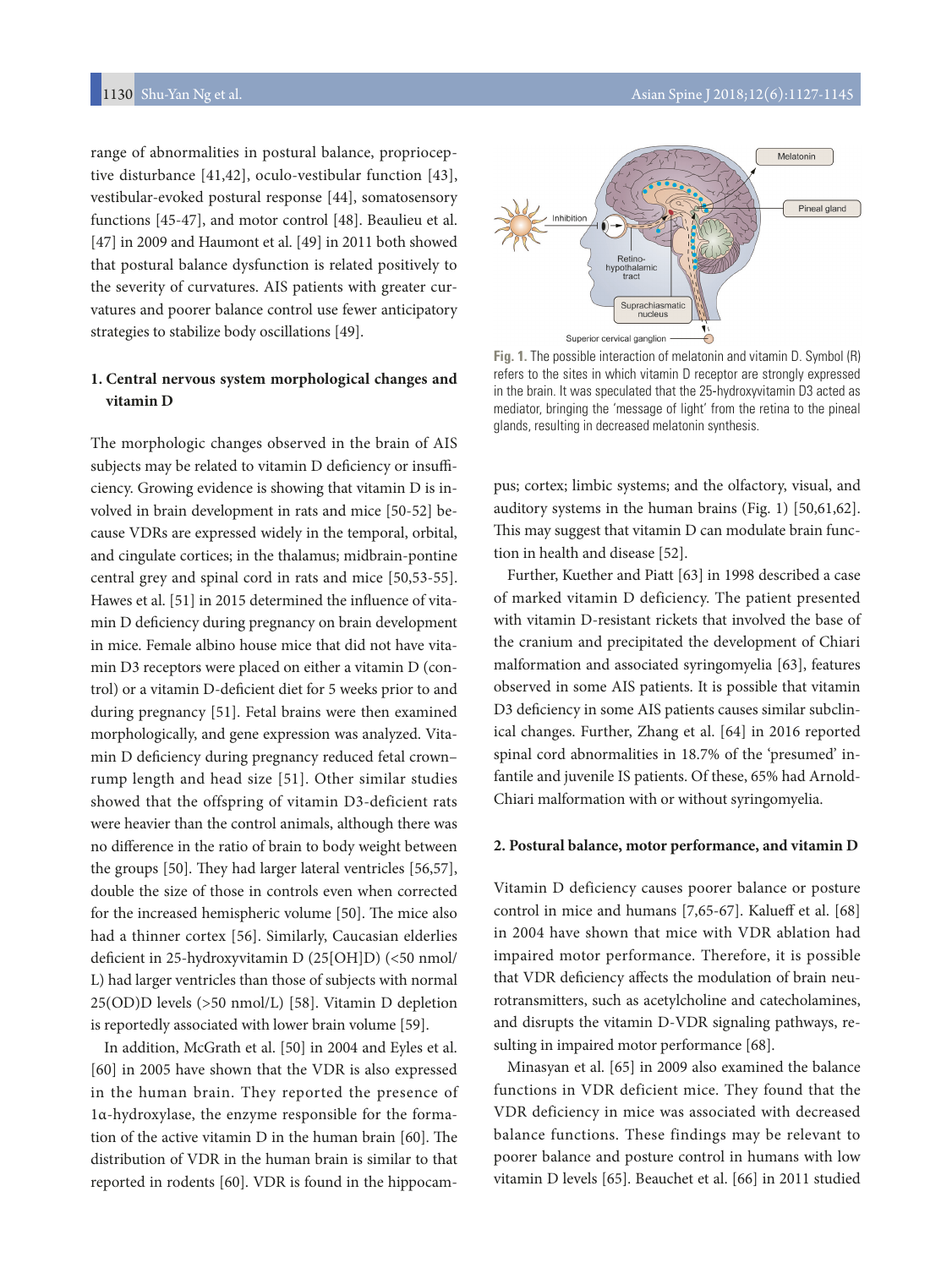range of abnormalities in postural balance, proprioceptive disturbance [41,42], oculo-vestibular function [43], vestibular-evoked postural response [44], somatosensory functions [45-47], and motor control [48]. Beaulieu et al. [47] in 2009 and Haumont et al. [49] in 2011 both showed that postural balance dysfunction is related positively to the severity of curvatures. AIS patients with greater curvatures and poorer balance control use fewer anticipatory strategies to stabilize body oscillations [49].

### 1. Central nervous system morphological changes and vitamin D

The morphologic changes observed in the brain of AIS subjects may be related to vitamin D deficiency or insufficiency. Growing evidence is showing that vitamin D is involved in brain development in rats and mice [50-52] because VDRs are expressed widely in the temporal, orbital, and cingulate cortices; in the thalamus; midbrain-pontine central grey and spinal cord in rats and mice [50,53-55]. Hawes et al. [51] in 2015 determined the influence of vitamin D deficiency during pregnancy on brain development in mice. Female albino house mice that did not have vitamin D3 receptors were placed on either a vitamin D (control) or a vitamin D-deficient diet for 5 weeks prior to and during pregnancy [51]. Fetal brains were then examined morphologically, and gene expression was analyzed. Vitamin D deficiency during pregnancy reduced fetal crown–rump length and head size [51]. Other similar studies showed that the offspring of vitamin D3-deficient rats were heavier than the control animals, although there was no difference in the ratio of brain to body weight between the groups [50]. They had larger lateral ventricles [56,57], double the size of those in controls even when corrected for the increased hemispheric volume [50]. The mice also had a thinner cortex [56]. Similarly, Caucasian elderlies deficient in 25-hydroxyvitamin D (25[OH]D) (<50 nmol/L) had larger ventricles than those of subjects with normal 25(OD)D levels (>50 nmol/L) [58]. Vitamin D depletion is reportedly associated with lower brain volume [59].

In addition, McGrath et al. [50] in 2004 and Eyles et al. [60] in 2005 have shown that the VDR is also expressed in the human brain. They reported the presence of 1α-hydroxylase, the enzyme responsible for the formation of the active vitamin D in the human brain [60]. The distribution of VDR in the human brain is similar to that reported in rodents [60]. VDR is found in the hippocampus; cortex; limbic systems; and the olfactory, visual, and auditory systems in the human brains (Fig. 1) [50,61,62]. This may suggest that vitamin D can modulate brain function in health and disease [52].

Fig. 1. The possible interaction of melatonin and vitamin D. Symbol (R) refers to the sites in which vitamin D receptor are strongly expressed in the brain. It was speculated that the 25-hydroxyvitamin D3 acted as mediator, bringing the 'message of light' from the retina to the pineal glands, resulting in decreased melatonin synthesis.

Further, Kuether and Piatt [63] in 1998 described a case of marked vitamin D deficiency. The patient presented with vitamin D-resistant rickets that involved the base of the cranium and precipitated the development of Chiari malformation and associated syringomyelia [63], features observed in some AIS patients. It is possible that vitamin D3 deficiency in some AIS patients causes similar subclinical changes. Further, Zhang et al. [64] in 2016 reported spinal cord abnormalities in 18.7% of the 'presumed' infantile and juvenile IS patients. Of these, 65% had Arnold-Chiari malformation with or without syringomyelia.

### 2. Postural balance, motor performance, and vitamin D

Vitamin D deficiency causes poorer balance or posture control in mice and humans [7,65-67]. Kalueff et al. [68] in 2004 have shown that mice with VDR ablation had impaired motor performance. Therefore, it is possible that VDR deficiency affects the modulation of brain neurotransmitters, such as acetylcholine and catecholamines, and disrupts the vitamin D-VDR signaling pathways, resulting in impaired motor performance [68].

Minasyan et al. [65] in 2009 also examined the balance functions in VDR deficient mice. They found that the VDR deficiency in mice was associated with decreased balance functions. These findings may be relevant to poorer balance and posture control in humans with low vitamin D levels [65]. Beauchet et al. [66] in 2011 studied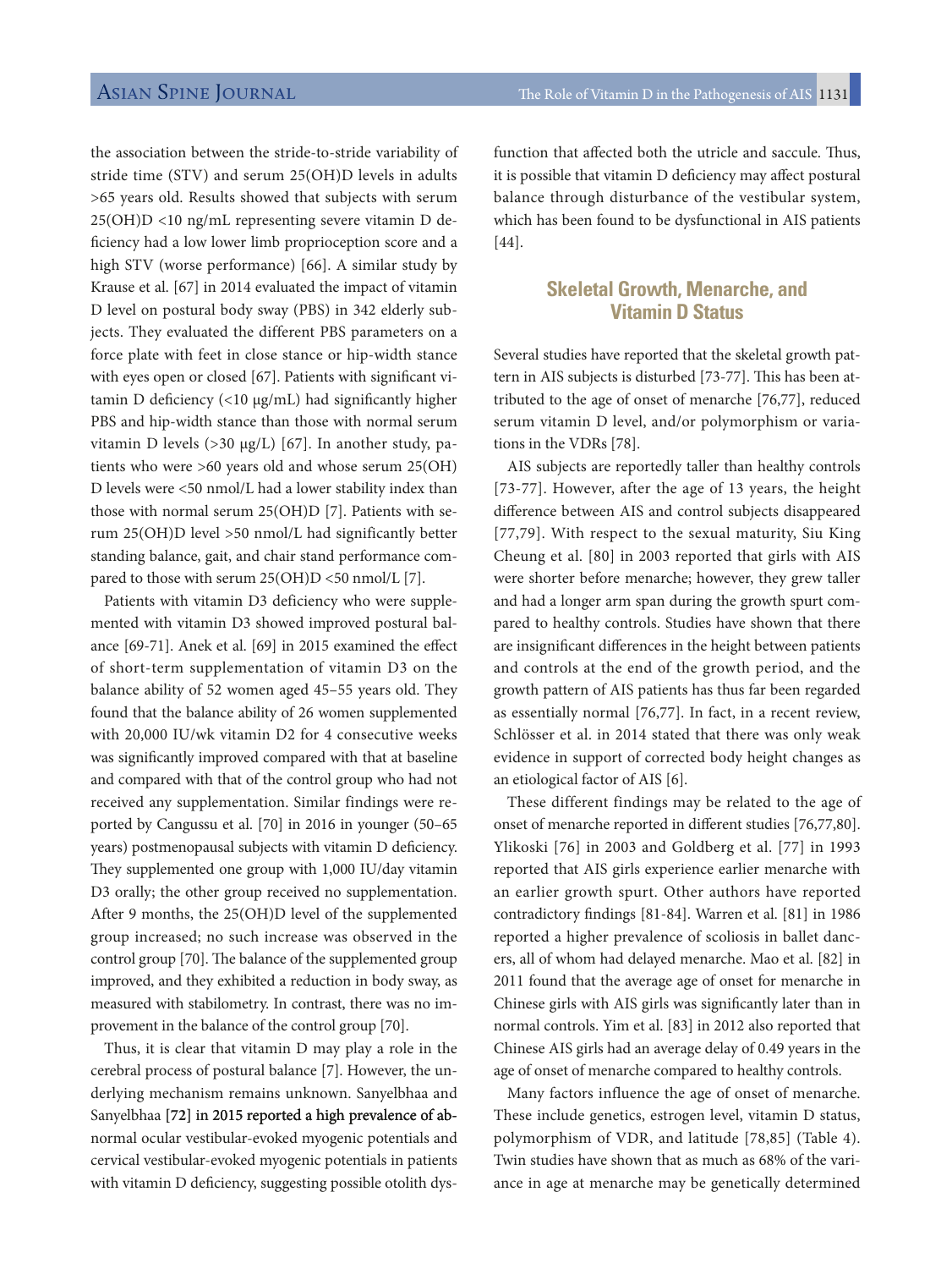the association between the stride-to-stride variability of stride time (STV) and serum 25(OH)D levels in adults >65 years old. Results showed that subjects with serum 25(OH)D <10 ng/mL representing severe vitamin D deficiency had a low lower limb proprioception score and a high STV (worse performance) [66]. A similar study by Krause et al. [67] in 2014 evaluated the impact of vitamin D level on postural body sway (PBS) in 342 elderly subjects. They evaluated the different PBS parameters on a force plate with feet in close stance or hip-width stance with eyes open or closed [67]. Patients with significant vitamin D deficiency (<10 μg/mL) had significantly higher PBS and hip-width stance than those with normal serum vitamin D levels (>30 μg/L) [67]. In another study, patients who were >60 years old and whose serum 25(OH)D levels were <50 nmol/L had a lower stability index than those with normal serum 25(OH)D [7]. Patients with serum 25(OH)D level >50 nmol/L had significantly better standing balance, gait, and chair stand performance compared to those with serum 25(OH)D <50 nmol/L [7].

Patients with vitamin D3 deficiency who were supplemented with vitamin D3 showed improved postural balance [69-71]. Anek et al. [69] in 2015 examined the effect of short-term supplementation of vitamin D3 on the balance ability of 52 women aged 45–55 years old. They found that the balance ability of 26 women supplemented with 20,000 IU/wk vitamin D2 for 4 consecutive weeks was significantly improved compared with that at baseline and compared with that of the control group who had not received any supplementation. Similar findings were reported by Cangussu et al. [70] in 2016 in younger (50–65 years) postmenopausal subjects with vitamin D deficiency. They supplemented one group with 1,000 IU/day vitamin D3 orally; the other group received no supplementation. After 9 months, the 25(OH)D level of the supplemented group increased; no such increase was observed in the control group [70]. The balance of the supplemented group improved, and they exhibited a reduction in body sway, as measured with stabilometry. In contrast, there was no improvement in the balance of the control group [70].

Thus, it is clear that vitamin D may play a role in the cerebral process of postural balance [7]. However, the underlying mechanism remains unknown. Sanyelbhaa and Sanyelbhaa [72] in 2015 reported a high prevalence of abnormal ocular vestibular-evoked myogenic potentials and cervical vestibular-evoked myogenic potentials in patients with vitamin D deficiency, suggesting possible otolith dysfunction that affected both the utricle and saccule. Thus, it is possible that vitamin D deficiency may affect postural balance through disturbance of the vestibular system, which has been found to be dysfunctional in AIS patients [44].

## Skeletal Growth, Menarche, and Vitamin D Status

Several studies have reported that the skeletal growth pattern in AIS subjects is disturbed [73-77]. This has been attributed to the age of onset of menarche [76,77], reduced serum vitamin D level, and/or polymorphism or variations in the VDRs [78].

AIS subjects are reportedly taller than healthy controls [73-77]. However, after the age of 13 years, the height difference between AIS and control subjects disappeared [77,79]. With respect to the sexual maturity, Siu King Cheung et al. [80] in 2003 reported that girls with AIS were shorter before menarche; however, they grew taller and had a longer arm span during the growth spurt compared to healthy controls. Studies have shown that there are insignificant differences in the height between patients and controls at the end of the growth period, and the growth pattern of AIS patients has thus far been regarded as essentially normal [76,77]. In fact, in a recent review, Schlösser et al. in 2014 stated that there was only weak evidence in support of corrected body height changes as an etiological factor of AIS [6].

These different findings may be related to the age of onset of menarche reported in different studies [76,77,80]. Ylikoski [76] in 2003 and Goldberg et al. [77] in 1993 reported that AIS girls experience earlier menarche with an earlier growth spurt. Other authors have reported contradictory findings [81-84]. Warren et al. [81] in 1986 reported a higher prevalence of scoliosis in ballet dancers, all of whom had delayed menarche. Mao et al. [82] in 2011 found that the average age of onset for menarche in Chinese girls with AIS girls was significantly later than in normal controls. Yim et al. [83] in 2012 also reported that Chinese AIS girls had an average delay of 0.49 years in the age of onset of menarche compared to healthy controls.

Many factors influence the age of onset of menarche. These include genetics, estrogen level, vitamin D status, polymorphism of VDR, and latitude [78,85] (Table 4). Twin studies have shown that as much as 68% of the variance in age at menarche may be genetically determined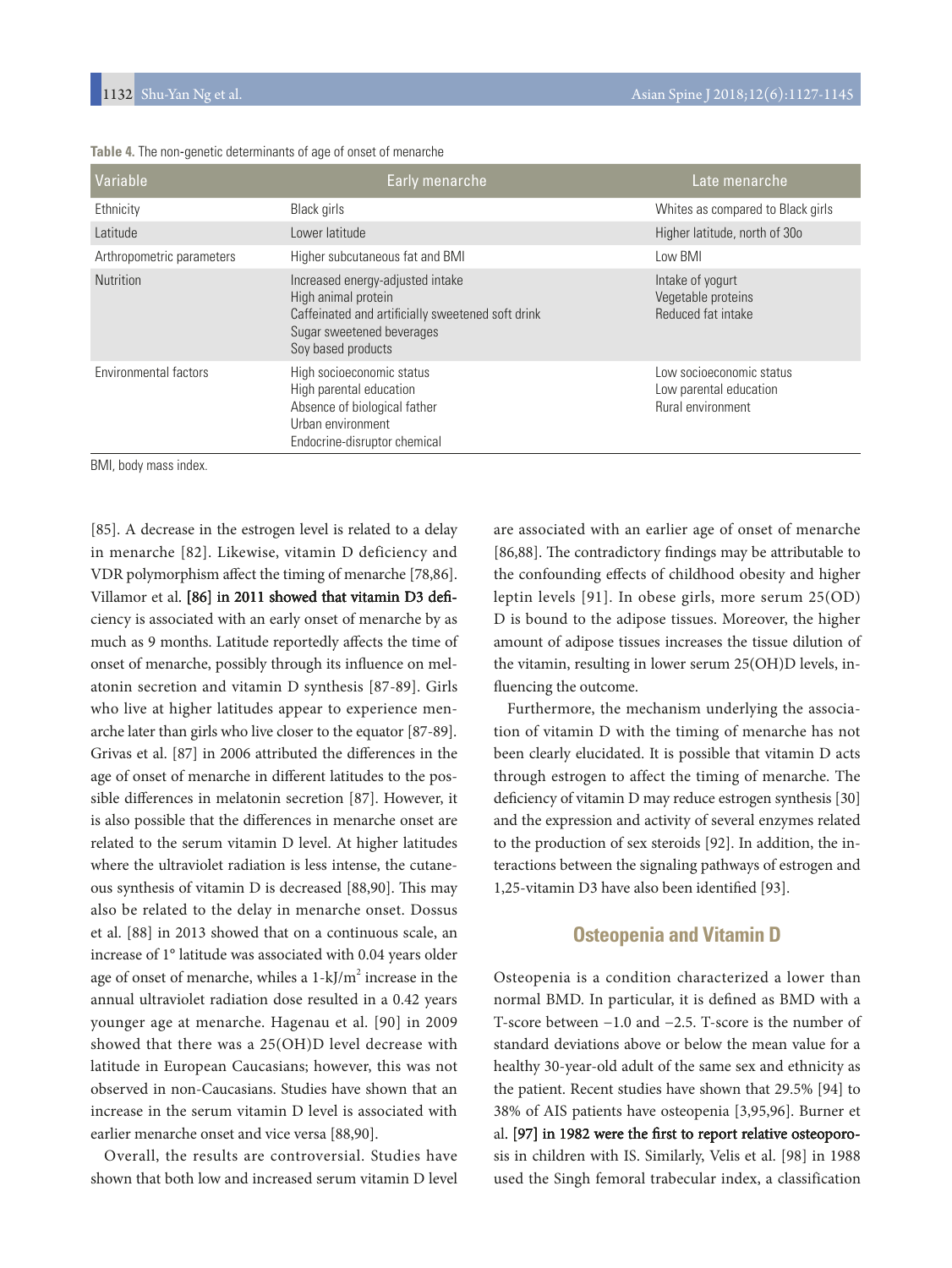**Table 4.** The non-genetic determinants of age of onset of menarche

| Variable | Early menarche | Late menarche |
|---|---|---|
| Ethnicity | Black girls | Whites as compared to Black girls |
| Latitude | Lower latitude | Higher latitude, north of 30o |
| Arthropometric parameters | Higher subcutaneous fat and BMI | Low BMI |
| Nutrition | Increased energy-adjusted intake<br>High animal protein<br>Caffeinated and artificially sweetened soft drink<br>Sugar sweetened beverages<br>Soy based products | Intake of yogurt<br>Vegetable proteins<br>Reduced fat intake |
| Environmental factors | High socioeconomic status<br>High parental education<br>Absence of biological father<br>Urban environment<br>Endocrine-disruptor chemical | Low socioeconomic status<br>Low parental education<br>Rural environment |

BMI, body mass index.

[85]. A decrease in the estrogen level is related to a delay in menarche [82]. Likewise, vitamin D deficiency and VDR polymorphism affect the timing of menarche [78,86]. Villamor et al. [86] in 2011 showed that vitamin D3 deficiency is associated with an early onset of menarche by as much as 9 months. Latitude reportedly affects the time of onset of menarche, possibly through its influence on melatonin secretion and vitamin D synthesis [87-89]. Girls who live at higher latitudes appear to experience menarche later than girls who live closer to the equator [87-89]. Grivas et al. [87] in 2006 attributed the differences in the age of onset of menarche in different latitudes to the possible differences in melatonin secretion [87]. However, it is also possible that the differences in menarche onset are related to the serum vitamin D level. At higher latitudes where the ultraviolet radiation is less intense, the cutaneous synthesis of vitamin D is decreased [88,90]. This may also be related to the delay in menarche onset. Dossus et al. [88] in 2013 showed that on a continuous scale, an increase of 1° latitude was associated with 0.04 years older age of onset of menarche, whiles a 1-kJ/m$^2$ increase in the annual ultraviolet radiation dose resulted in a 0.42 years younger age at menarche. Hagenau et al. [90] in 2009 showed that there was a 25(OH)D level decrease with latitude in European Caucasians; however, this was not observed in non-Caucasians. Studies have shown that an increase in the serum vitamin D level is associated with earlier menarche onset and vice versa [88,90].

Overall, the results are controversial. Studies have shown that both low and increased serum vitamin D level are associated with an earlier age of onset of menarche [86,88]. The contradictory findings may be attributable to the confounding effects of childhood obesity and higher leptin levels [91]. In obese girls, more serum 25(OD) D is bound to the adipose tissues. Moreover, the higher amount of adipose tissues increases the tissue dilution of the vitamin, resulting in lower serum 25(OH)D levels, influencing the outcome.

Furthermore, the mechanism underlying the association of vitamin D with the timing of menarche has not been clearly elucidated. It is possible that vitamin D acts through estrogen to affect the timing of menarche. The deficiency of vitamin D may reduce estrogen synthesis [30] and the expression and activity of several enzymes related to the production of sex steroids [92]. In addition, the interactions between the signaling pathways of estrogen and 1,25-vitamin D3 have also been identified [93].

## Osteopenia and Vitamin D

Osteopenia is a condition characterized a lower than normal BMD. In particular, it is defined as BMD with a T-score between −1.0 and −2.5. T-score is the number of standard deviations above or below the mean value for a healthy 30-year-old adult of the same sex and ethnicity as the patient. Recent studies have shown that 29.5% [94] to 38% of AIS patients have osteopenia [3,95,96]. Burner et al. [97] in 1982 were the first to report relative osteoporosis in children with IS. Similarly, Velis et al. [98] in 1988 used the Singh femoral trabecular index, a classification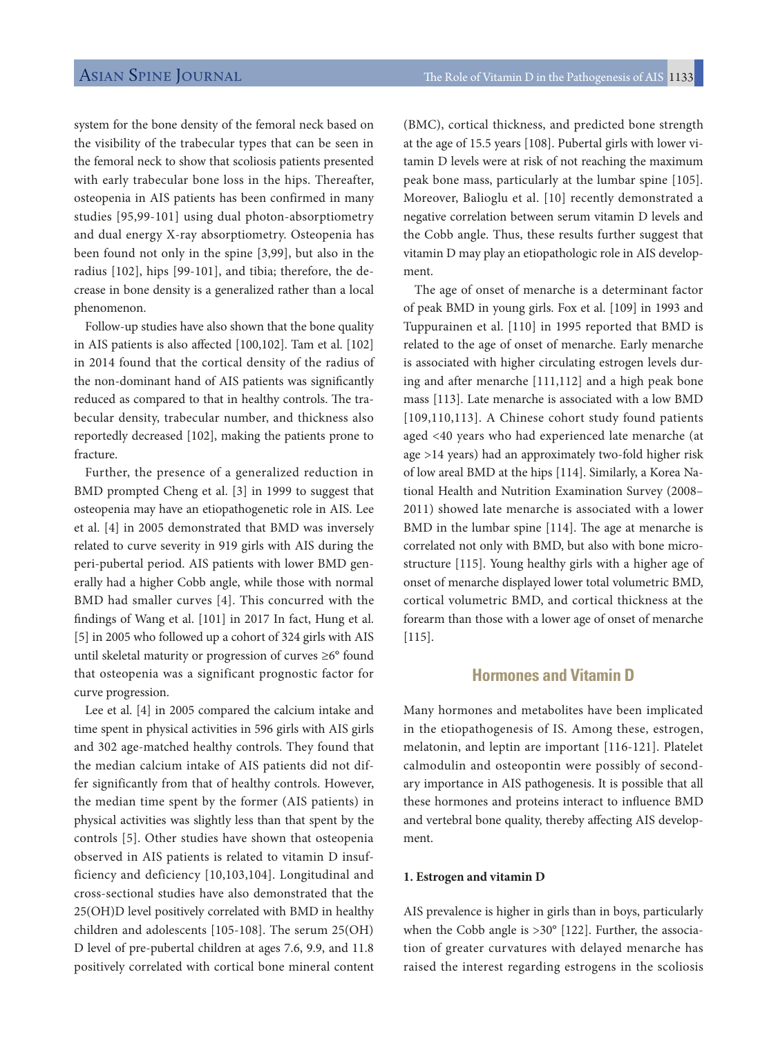system for the bone density of the femoral neck based on the visibility of the trabecular types that can be seen in the femoral neck to show that scoliosis patients presented with early trabecular bone loss in the hips. Thereafter, osteopenia in AIS patients has been confirmed in many studies [95,99-101] using dual photon-absorptiometry and dual energy X-ray absorptiometry. Osteopenia has been found not only in the spine [3,99], but also in the radius [102], hips [99-101], and tibia; therefore, the decrease in bone density is a generalized rather than a local phenomenon.

Follow-up studies have also shown that the bone quality in AIS patients is also affected [100,102]. Tam et al. [102] in 2014 found that the cortical density of the radius of the non-dominant hand of AIS patients was significantly reduced as compared to that in healthy controls. The trabecular density, trabecular number, and thickness also reportedly decreased [102], making the patients prone to fracture.

Further, the presence of a generalized reduction in BMD prompted Cheng et al. [3] in 1999 to suggest that osteopenia may have an etiopathogenetic role in AIS. Lee et al. [4] in 2005 demonstrated that BMD was inversely related to curve severity in 919 girls with AIS during the peri-pubertal period. AIS patients with lower BMD generally had a higher Cobb angle, while those with normal BMD had smaller curves [4]. This concurred with the findings of Wang et al. [101] in 2017 In fact, Hung et al. [5] in 2005 who followed up a cohort of 324 girls with AIS until skeletal maturity or progression of curves ≥6° found that osteopenia was a significant prognostic factor for curve progression.

Lee et al. [4] in 2005 compared the calcium intake and time spent in physical activities in 596 girls with AIS girls and 302 age-matched healthy controls. They found that the median calcium intake of AIS patients did not differ significantly from that of healthy controls. However, the median time spent by the former (AIS patients) in physical activities was slightly less than that spent by the controls [5]. Other studies have shown that osteopenia observed in AIS patients is related to vitamin D insufficiency and deficiency [10,103,104]. Longitudinal and cross-sectional studies have also demonstrated that the 25(OH)D level positively correlated with BMD in healthy children and adolescents [105-108]. The serum 25(OH)D level of pre-pubertal children at ages 7.6, 9.9, and 11.8 positively correlated with cortical bone mineral content (BMC), cortical thickness, and predicted bone strength at the age of 15.5 years [108]. Pubertal girls with lower vitamin D levels were at risk of not reaching the maximum peak bone mass, particularly at the lumbar spine [105]. Moreover, Balioglu et al. [10] recently demonstrated a negative correlation between serum vitamin D levels and the Cobb angle. Thus, these results further suggest that vitamin D may play an etiopathologic role in AIS development.

The age of onset of menarche is a determinant factor of peak BMD in young girls. Fox et al. [109] in 1993 and Tuppurainen et al. [110] in 1995 reported that BMD is related to the age of onset of menarche. Early menarche is associated with higher circulating estrogen levels during and after menarche [111,112] and a high peak bone mass [113]. Late menarche is associated with a low BMD [109,110,113]. A Chinese cohort study found patients aged <40 years who had experienced late menarche (at age >14 years) had an approximately two-fold higher risk of low areal BMD at the hips [114]. Similarly, a Korea National Health and Nutrition Examination Survey (2008–2011) showed late menarche is associated with a lower BMD in the lumbar spine [114]. The age at menarche is correlated not only with BMD, but also with bone microstructure [115]. Young healthy girls with a higher age of onset of menarche displayed lower total volumetric BMD, cortical volumetric BMD, and cortical thickness at the forearm than those with a lower age of onset of menarche [115].

## Hormones and Vitamin D

Many hormones and metabolites have been implicated in the etiopathogenesis of IS. Among these, estrogen, melatonin, and leptin are important [116-121]. Platelet calmodulin and osteopontin were possibly of secondary importance in AIS pathogenesis. It is possible that all these hormones and proteins interact to influence BMD and vertebral bone quality, thereby affecting AIS development.

### 1. Estrogen and vitamin D

AIS prevalence is higher in girls than in boys, particularly when the Cobb angle is >30° [122]. Further, the association of greater curvatures with delayed menarche has raised the interest regarding estrogens in the scoliosis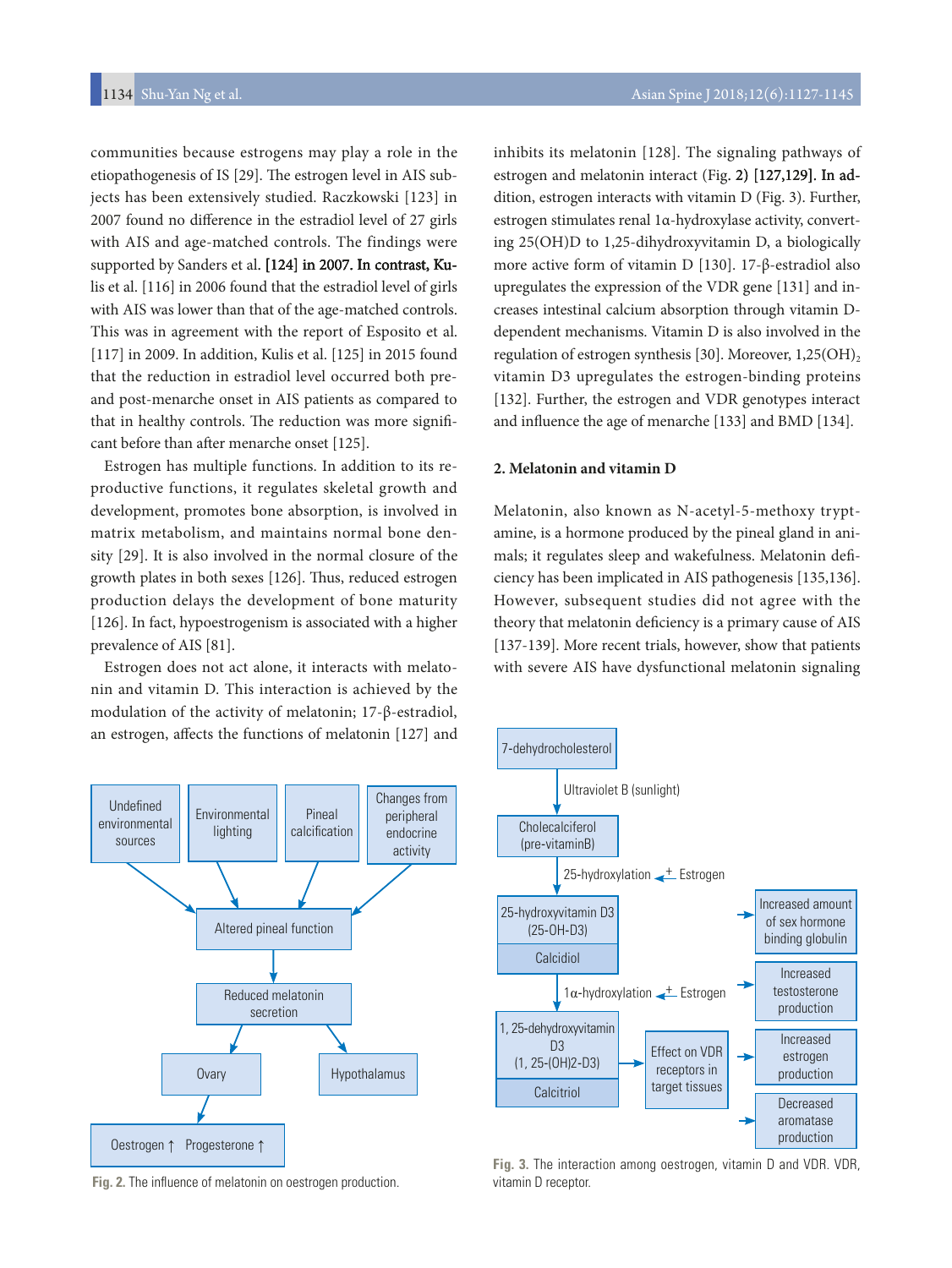communities because estrogens may play a role in the etiopathogenesis of IS [29]. The estrogen level in AIS subjects has been extensively studied. Raczkowski [123] in 2007 found no difference in the estradiol level of 27 girls with AIS and age-matched controls. The findings were supported by Sanders et al. [124] in 2007. In contrast, Kulis et al. [116] in 2006 found that the estradiol level of girls with AIS was lower than that of the age-matched controls. This was in agreement with the report of Esposito et al. [117] in 2009. In addition, Kulis et al. [125] in 2015 found that the reduction in estradiol level occurred both pre- and post-menarche onset in AIS patients as compared to that in healthy controls. The reduction was more significant before than after menarche onset [125].

Estrogen has multiple functions. In addition to its reproductive functions, it regulates skeletal growth and development, promotes bone absorption, is involved in matrix metabolism, and maintains normal bone density [29]. It is also involved in the normal closure of the growth plates in both sexes [126]. Thus, reduced estrogen production delays the development of bone maturity [126]. In fact, hypoestrogenism is associated with a higher prevalence of AIS [81].

Estrogen does not act alone, it interacts with melatonin and vitamin D. This interaction is achieved by the modulation of the activity of melatonin; 17-β-estradiol, an estrogen, affects the functions of melatonin [127] and inhibits its melatonin [128]. The signaling pathways of estrogen and melatonin interact (Fig. 2) [127,129]. In addition, estrogen interacts with vitamin D (Fig. 3). Further, estrogen stimulates renal 1α-hydroxylase activity, converting 25(OH)D to 1,25-dihydroxyvitamin D, a biologically more active form of vitamin D [130]. 17-β-estradiol also upregulates the expression of the VDR gene [131] and increases intestinal calcium absorption through vitamin D-dependent mechanisms. Vitamin D is also involved in the regulation of estrogen synthesis [30]. Moreover, $1,25(OH)_2$ vitamin D3 upregulates the estrogen-binding proteins [132]. Further, the estrogen and VDR genotypes interact and influence the age of menarche [133] and BMD [134].

### 2. Melatonin and vitamin D

Melatonin, also known as N-acetyl-5-methoxy tryptamine, is a hormone produced by the pineal gland in animals; it regulates sleep and wakefulness. Melatonin deficiency has been implicated in AIS pathogenesis [135,136]. However, subsequent studies did not agree with the theory that melatonin deficiency is a primary cause of AIS [137-139]. More recent trials, however, show that patients with severe AIS have dysfunctional melatonin signaling

```
Undefined environmental sources | Environmental lighting | Pineal calcification | Changes from peripheral endocrine activity
        ↓
Altered pineal function
        ↓
Reduced melatonin secretion
        ↓                ↓
      Ovary          Hypothalamus
        ↓
Oestrogen ↑  Progesterone ↑
```

Fig. 2. The influence of melatonin on oestrogen production.

```
7-dehydrocholesterol
        ↓  Ultraviolet B (sunlight)
Cholecalciferol (pre-vitaminB)
        ↓  25-hydroxylation  ← + Estrogen
25-hydroxyvitamin D3 (25-OH-D3) / Calcidiol
        ↓  1α-hydroxylation  ← + Estrogen
1, 25-dehydroxyvitamin D3 (1, 25-(OH)2-D3) / Calcitriol
        → Effect on VDR receptors in target tissues
              → Increased amount of sex hormone binding globulin
              → Increased testosterone production
              → Increased estrogen production
              → Decreased aromatase production
```

Fig. 3. The interaction among oestrogen, vitamin D and VDR. VDR, vitamin D receptor.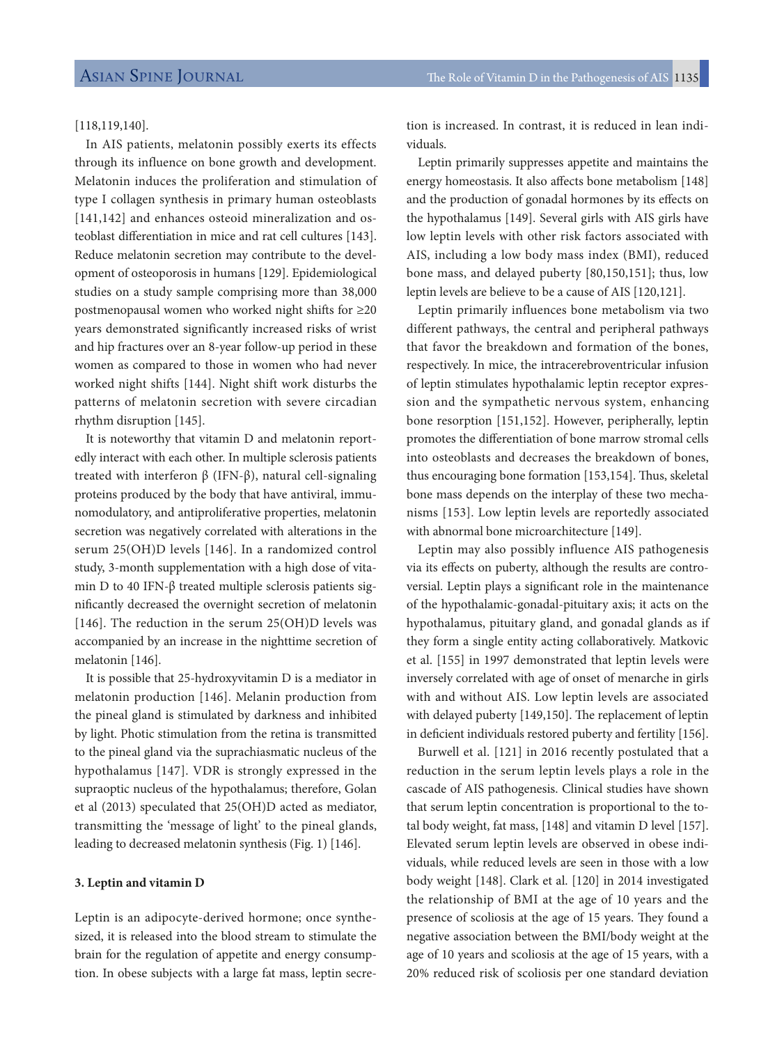[118,119,140].

In AIS patients, melatonin possibly exerts its effects through its influence on bone growth and development. Melatonin induces the proliferation and stimulation of type I collagen synthesis in primary human osteoblasts [141,142] and enhances osteoid mineralization and osteoblast differentiation in mice and rat cell cultures [143]. Reduce melatonin secretion may contribute to the development of osteoporosis in humans [129]. Epidemiological studies on a study sample comprising more than 38,000 postmenopausal women who worked night shifts for ≥20 years demonstrated significantly increased risks of wrist and hip fractures over an 8-year follow-up period in these women as compared to those in women who had never worked night shifts [144]. Night shift work disturbs the patterns of melatonin secretion with severe circadian rhythm disruption [145].

It is noteworthy that vitamin D and melatonin reportedly interact with each other. In multiple sclerosis patients treated with interferon β (IFN-β), natural cell-signaling proteins produced by the body that have antiviral, immunomodulatory, and antiproliferative properties, melatonin secretion was negatively correlated with alterations in the serum 25(OH)D levels [146]. In a randomized control study, 3-month supplementation with a high dose of vitamin D to 40 IFN-β treated multiple sclerosis patients significantly decreased the overnight secretion of melatonin [146]. The reduction in the serum 25(OH)D levels was accompanied by an increase in the nighttime secretion of melatonin [146].

It is possible that 25-hydroxyvitamin D is a mediator in melatonin production [146]. Melanin production from the pineal gland is stimulated by darkness and inhibited by light. Photic stimulation from the retina is transmitted to the pineal gland via the suprachiasmatic nucleus of the hypothalamus [147]. VDR is strongly expressed in the supraoptic nucleus of the hypothalamus; therefore, Golan et al (2013) speculated that 25(OH)D acted as mediator, transmitting the 'message of light' to the pineal glands, leading to decreased melatonin synthesis (Fig. 1) [146].

### 3. Leptin and vitamin D

Leptin is an adipocyte-derived hormone; once synthesized, it is released into the blood stream to stimulate the brain for the regulation of appetite and energy consumption. In obese subjects with a large fat mass, leptin secretion is increased. In contrast, it is reduced in lean individuals.

Leptin primarily suppresses appetite and maintains the energy homeostasis. It also affects bone metabolism [148] and the production of gonadal hormones by its effects on the hypothalamus [149]. Several girls with AIS girls have low leptin levels with other risk factors associated with AIS, including a low body mass index (BMI), reduced bone mass, and delayed puberty [80,150,151]; thus, low leptin levels are believe to be a cause of AIS [120,121].

Leptin primarily influences bone metabolism via two different pathways, the central and peripheral pathways that favor the breakdown and formation of the bones, respectively. In mice, the intracerebroventricular infusion of leptin stimulates hypothalamic leptin receptor expression and the sympathetic nervous system, enhancing bone resorption [151,152]. However, peripherally, leptin promotes the differentiation of bone marrow stromal cells into osteoblasts and decreases the breakdown of bones, thus encouraging bone formation [153,154]. Thus, skeletal bone mass depends on the interplay of these two mechanisms [153]. Low leptin levels are reportedly associated with abnormal bone microarchitecture [149].

Leptin may also possibly influence AIS pathogenesis via its effects on puberty, although the results are controversial. Leptin plays a significant role in the maintenance of the hypothalamic-gonadal-pituitary axis; it acts on the hypothalamus, pituitary gland, and gonadal glands as if they form a single entity acting collaboratively. Matkovic et al. [155] in 1997 demonstrated that leptin levels were inversely correlated with age of onset of menarche in girls with and without AIS. Low leptin levels are associated with delayed puberty [149,150]. The replacement of leptin in deficient individuals restored puberty and fertility [156].

Burwell et al. [121] in 2016 recently postulated that a reduction in the serum leptin levels plays a role in the cascade of AIS pathogenesis. Clinical studies have shown that serum leptin concentration is proportional to the total body weight, fat mass, [148] and vitamin D level [157]. Elevated serum leptin levels are observed in obese individuals, while reduced levels are seen in those with a low body weight [148]. Clark et al. [120] in 2014 investigated the relationship of BMI at the age of 10 years and the presence of scoliosis at the age of 15 years. They found a negative association between the BMI/body weight at the age of 10 years and scoliosis at the age of 15 years, with a 20% reduced risk of scoliosis per one standard deviation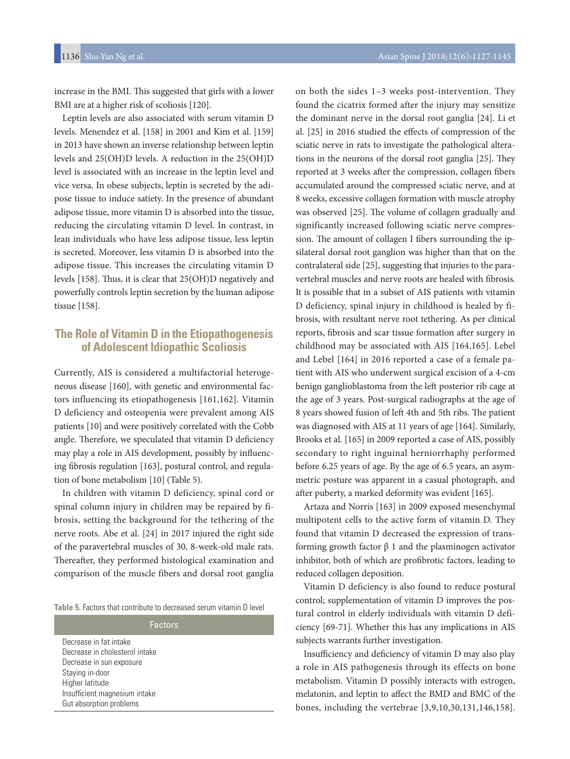increase in the BMI. This suggested that girls with a lower BMI are at a higher risk of scoliosis [120].

Leptin levels are also associated with serum vitamin D levels. Menendez et al. [158] in 2001 and Kim et al. [159] in 2013 have shown an inverse relationship between leptin levels and 25(OH)D levels. A reduction in the 25(OH)D level is associated with an increase in the leptin level and vice versa. In obese subjects, leptin is secreted by the adipose tissue to induce satiety. In the presence of abundant adipose tissue, more vitamin D is absorbed into the tissue, reducing the circulating vitamin D level. In contrast, in lean individuals who have less adipose tissue, less leptin is secreted. Moreover, less vitamin D is absorbed into the adipose tissue. This increases the circulating vitamin D levels [158]. Thus, it is clear that 25(OH)D negatively and powerfully controls leptin secretion by the human adipose tissue [158].

## The Role of Vitamin D in the Etiopathogenesis of Adolescent Idiopathic Scoliosis

Currently, AIS is considered a multifactorial heterogeneous disease [160], with genetic and environmental factors influencing its etiopathogenesis [161,162]. Vitamin D deficiency and osteopenia were prevalent among AIS patients [10] and were positively correlated with the Cobb angle. Therefore, we speculated that vitamin D deficiency may play a role in AIS development, possibly by influencing fibrosis regulation [163], postural control, and regulation of bone metabolism [10] (Table 5).

In children with vitamin D deficiency, spinal cord or spinal column injury in children may be repaired by fibrosis, setting the background for the tethering of the nerve roots. Abe et al. [24] in 2017 injured the right side of the paravertebral muscles of 30, 8-week-old male rats. Thereafter, they performed histological examination and comparison of the muscle fibers and dorsal root ganglia on both the sides 1–3 weeks post-intervention. They found the cicatrix formed after the injury may sensitize the dominant nerve in the dorsal root ganglia [24]. Li et al. [25] in 2016 studied the effects of compression of the sciatic nerve in rats to investigate the pathological alterations in the neurons of the dorsal root ganglia [25]. They reported at 3 weeks after the compression, collagen fibers accumulated around the compressed sciatic nerve, and at 8 weeks, excessive collagen formation with muscle atrophy was observed [25]. The volume of collagen gradually and significantly increased following sciatic nerve compression. The amount of collagen I fibers surrounding the ipsilateral dorsal root ganglion was higher than that on the contralateral side [25], suggesting that injuries to the paravertebral muscles and nerve roots are healed with fibrosis. It is possible that in a subset of AIS patients with vitamin D deficiency, spinal injury in childhood is healed by fibrosis, with resultant nerve root tethering. As per clinical reports, fibrosis and scar tissue formation after surgery in childhood may be associated with AIS [164,165]. Lebel and Lebel [164] in 2016 reported a case of a female patient with AIS who underwent surgical excision of a 4-cm benign ganglioblastoma from the left posterior rib cage at the age of 3 years. Post-surgical radiographs at the age of 8 years showed fusion of left 4th and 5th ribs. The patient was diagnosed with AIS at 11 years of age [164]. Similarly, Brooks et al. [165] in 2009 reported a case of AIS, possibly secondary to right inguinal herniorrhaphy performed before 6.25 years of age. By the age of 6.5 years, an asymmetric posture was apparent in a casual photograph, and after puberty, a marked deformity was evident [165].

Artaza and Norris [163] in 2009 exposed mesenchymal multipotent cells to the active form of vitamin D. They found that vitamin D decreased the expression of transforming growth factor β 1 and the plasminogen activator inhibitor, both of which are profibrotic factors, leading to reduced collagen deposition.

Vitamin D deficiency is also found to reduce postural control; supplementation of vitamin D improves the postural control in elderly individuals with vitamin D deficiency [69-71]. Whether this has any implications in AIS subjects warrants further investigation.

Insufficiency and deficiency of vitamin D may also play a role in AIS pathogenesis through its effects on bone metabolism. Vitamin D possibly interacts with estrogen, melatonin, and leptin to affect the BMD and BMC of the bones, including the vertebrae [3,9,10,30,131,146,158].

**Table 5.** Factors that contribute to decreased serum vitamin D level

| Factors |
|---|
| Decrease in fat intake |
| Decrease in cholesterol intake |
| Decrease in sun exposure |
| Staying in-door |
| Higher latitude |
| Insufficient magnesium intake |
| Gut absorption problems |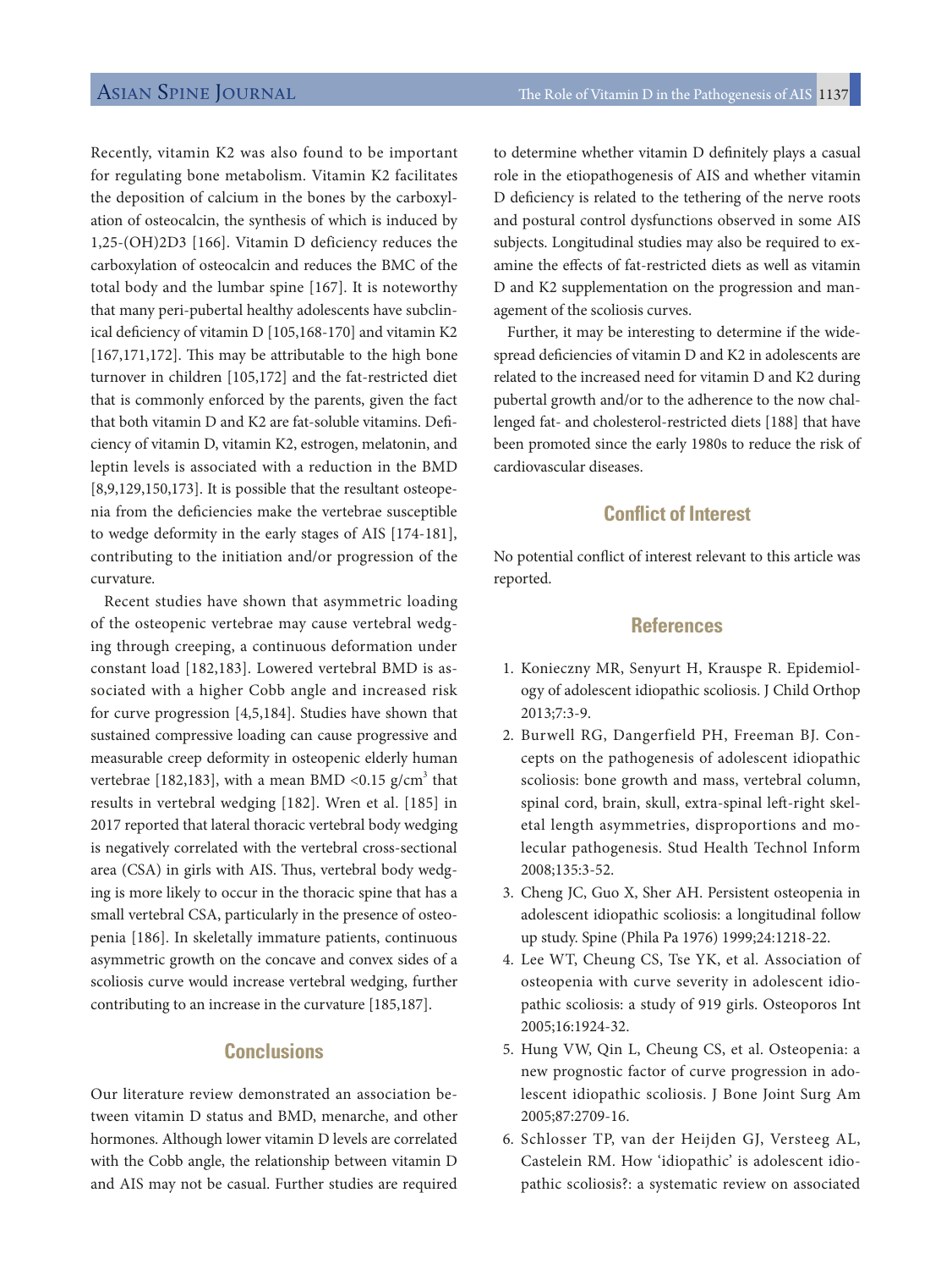Recently, vitamin K2 was also found to be important for regulating bone metabolism. Vitamin K2 facilitates the deposition of calcium in the bones by the carboxylation of osteocalcin, the synthesis of which is induced by 1,25-(OH)2D3 [166]. Vitamin D deficiency reduces the carboxylation of osteocalcin and reduces the BMC of the total body and the lumbar spine [167]. It is noteworthy that many peri-pubertal healthy adolescents have subclinical deficiency of vitamin D [105,168-170] and vitamin K2 [167,171,172]. This may be attributable to the high bone turnover in children [105,172] and the fat-restricted diet that is commonly enforced by the parents, given the fact that both vitamin D and K2 are fat-soluble vitamins. Deficiency of vitamin D, vitamin K2, estrogen, melatonin, and leptin levels is associated with a reduction in the BMD [8,9,129,150,173]. It is possible that the resultant osteopenia from the deficiencies make the vertebrae susceptible to wedge deformity in the early stages of AIS [174-181], contributing to the initiation and/or progression of the curvature.

Recent studies have shown that asymmetric loading of the osteopenic vertebrae may cause vertebral wedging through creeping, a continuous deformation under constant load [182,183]. Lowered vertebral BMD is associated with a higher Cobb angle and increased risk for curve progression [4,5,184]. Studies have shown that sustained compressive loading can cause progressive and measurable creep deformity in osteopenic elderly human vertebrae [182,183], with a mean BMD <0.15 g/cm$^3$ that results in vertebral wedging [182]. Wren et al. [185] in 2017 reported that lateral thoracic vertebral body wedging is negatively correlated with the vertebral cross-sectional area (CSA) in girls with AIS. Thus, vertebral body wedging is more likely to occur in the thoracic spine that has a small vertebral CSA, particularly in the presence of osteopenia [186]. In skeletally immature patients, continuous asymmetric growth on the concave and convex sides of a scoliosis curve would increase vertebral wedging, further contributing to an increase in the curvature [185,187].

## Conclusions

Our literature review demonstrated an association between vitamin D status and BMD, menarche, and other hormones. Although lower vitamin D levels are correlated with the Cobb angle, the relationship between vitamin D and AIS may not be casual. Further studies are required to determine whether vitamin D definitely plays a casual role in the etiopathogenesis of AIS and whether vitamin D deficiency is related to the tethering of the nerve roots and postural control dysfunctions observed in some AIS subjects. Longitudinal studies may also be required to examine the effects of fat-restricted diets as well as vitamin D and K2 supplementation on the progression and management of the scoliosis curves.

Further, it may be interesting to determine if the widespread deficiencies of vitamin D and K2 in adolescents are related to the increased need for vitamin D and K2 during pubertal growth and/or to the adherence to the now challenged fat- and cholesterol-restricted diets [188] that have been promoted since the early 1980s to reduce the risk of cardiovascular diseases.

## Conflict of Interest

No potential conflict of interest relevant to this article was reported.

## References

1. Konieczny MR, Senyurt H, Krauspe R. Epidemiology of adolescent idiopathic scoliosis. J Child Orthop 2013;7:3-9.
2. Burwell RG, Dangerfield PH, Freeman BJ. Concepts on the pathogenesis of adolescent idiopathic scoliosis: bone growth and mass, vertebral column, spinal cord, brain, skull, extra-spinal left-right skeletal length asymmetries, disproportions and molecular pathogenesis. Stud Health Technol Inform 2008;135:3-52.
3. Cheng JC, Guo X, Sher AH. Persistent osteopenia in adolescent idiopathic scoliosis: a longitudinal follow up study. Spine (Phila Pa 1976) 1999;24:1218-22.
4. Lee WT, Cheung CS, Tse YK, et al. Association of osteopenia with curve severity in adolescent idiopathic scoliosis: a study of 919 girls. Osteoporos Int 2005;16:1924-32.
5. Hung VW, Qin L, Cheung CS, et al. Osteopenia: a new prognostic factor of curve progression in adolescent idiopathic scoliosis. J Bone Joint Surg Am 2005;87:2709-16.
6. Schlosser TP, van der Heijden GJ, Versteeg AL, Castelein RM. How 'idiopathic' is adolescent idiopathic scoliosis?: a systematic review on associated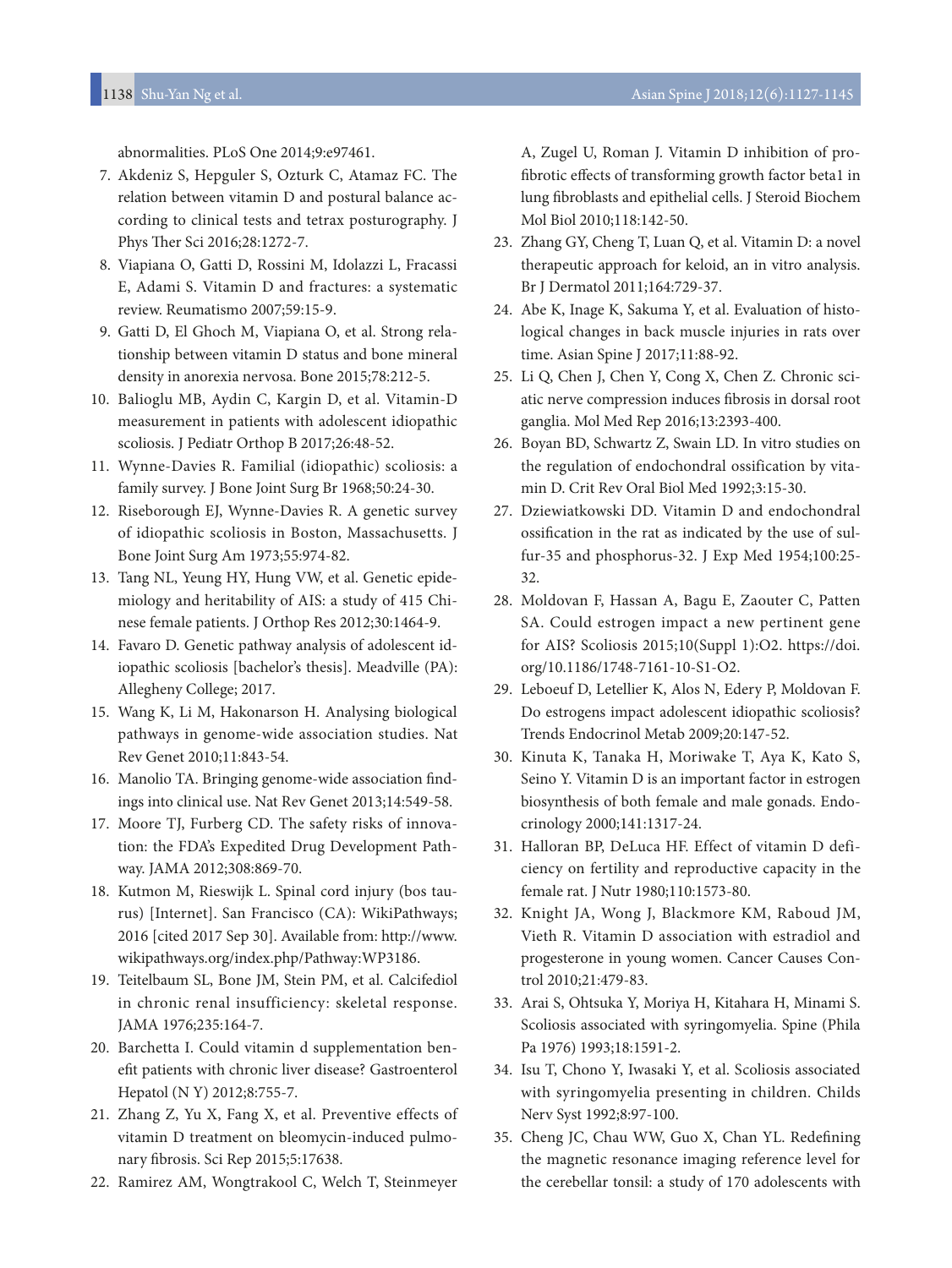abnormalities. PLoS One 2014;9:e97461.

7. Akdeniz S, Hepguler S, Ozturk C, Atamaz FC. The relation between vitamin D and postural balance according to clinical tests and tetrax posturography. J Phys Ther Sci 2016;28:1272-7.
8. Viapiana O, Gatti D, Rossini M, Idolazzi L, Fracassi E, Adami S. Vitamin D and fractures: a systematic review. Reumatismo 2007;59:15-9.
9. Gatti D, El Ghoch M, Viapiana O, et al. Strong relationship between vitamin D status and bone mineral density in anorexia nervosa. Bone 2015;78:212-5.
10. Balioglu MB, Aydin C, Kargin D, et al. Vitamin-D measurement in patients with adolescent idiopathic scoliosis. J Pediatr Orthop B 2017;26:48-52.
11. Wynne-Davies R. Familial (idiopathic) scoliosis: a family survey. J Bone Joint Surg Br 1968;50:24-30.
12. Riseborough EJ, Wynne-Davies R. A genetic survey of idiopathic scoliosis in Boston, Massachusetts. J Bone Joint Surg Am 1973;55:974-82.
13. Tang NL, Yeung HY, Hung VW, et al. Genetic epidemiology and heritability of AIS: a study of 415 Chinese female patients. J Orthop Res 2012;30:1464-9.
14. Favaro D. Genetic pathway analysis of adolescent idiopathic scoliosis [bachelor's thesis]. Meadville (PA): Allegheny College; 2017.
15. Wang K, Li M, Hakonarson H. Analysing biological pathways in genome-wide association studies. Nat Rev Genet 2010;11:843-54.
16. Manolio TA. Bringing genome-wide association findings into clinical use. Nat Rev Genet 2013;14:549-58.
17. Moore TJ, Furberg CD. The safety risks of innovation: the FDA's Expedited Drug Development Pathway. JAMA 2012;308:869-70.
18. Kutmon M, Rieswijk L. Spinal cord injury (bos taurus) [Internet]. San Francisco (CA): WikiPathways; 2016 [cited 2017 Sep 30]. Available from: http://www.wikipathways.org/index.php/Pathway:WP3186.
19. Teitelbaum SL, Bone JM, Stein PM, et al. Calcifediol in chronic renal insufficiency: skeletal response. JAMA 1976;235:164-7.
20. Barchetta I. Could vitamin d supplementation benefit patients with chronic liver disease? Gastroenterol Hepatol (N Y) 2012;8:755-7.
21. Zhang Z, Yu X, Fang X, et al. Preventive effects of vitamin D treatment on bleomycin-induced pulmonary fibrosis. Sci Rep 2015;5:17638.
22. Ramirez AM, Wongtrakool C, Welch T, Steinmeyer A, Zugel U, Roman J. Vitamin D inhibition of pro-fibrotic effects of transforming growth factor beta1 in lung fibroblasts and epithelial cells. J Steroid Biochem Mol Biol 2010;118:142-50.
23. Zhang GY, Cheng T, Luan Q, et al. Vitamin D: a novel therapeutic approach for keloid, an in vitro analysis. Br J Dermatol 2011;164:729-37.
24. Abe K, Inage K, Sakuma Y, et al. Evaluation of histological changes in back muscle injuries in rats over time. Asian Spine J 2017;11:88-92.
25. Li Q, Chen J, Chen Y, Cong X, Chen Z. Chronic sciatic nerve compression induces fibrosis in dorsal root ganglia. Mol Med Rep 2016;13:2393-400.
26. Boyan BD, Schwartz Z, Swain LD. In vitro studies on the regulation of endochondral ossification by vitamin D. Crit Rev Oral Biol Med 1992;3:15-30.
27. Dziewiatkowski DD. Vitamin D and endochondral ossification in the rat as indicated by the use of sulfur-35 and phosphorus-32. J Exp Med 1954;100:25-32.
28. Moldovan F, Hassan A, Bagu E, Zaouter C, Patten SA. Could estrogen impact a new pertinent gene for AIS? Scoliosis 2015;10(Suppl 1):O2. https://doi.org/10.1186/1748-7161-10-S1-O2.
29. Leboeuf D, Letellier K, Alos N, Edery P, Moldovan F. Do estrogens impact adolescent idiopathic scoliosis? Trends Endocrinol Metab 2009;20:147-52.
30. Kinuta K, Tanaka H, Moriwake T, Aya K, Kato S, Seino Y. Vitamin D is an important factor in estrogen biosynthesis of both female and male gonads. Endocrinology 2000;141:1317-24.
31. Halloran BP, DeLuca HF. Effect of vitamin D deficiency on fertility and reproductive capacity in the female rat. J Nutr 1980;110:1573-80.
32. Knight JA, Wong J, Blackmore KM, Raboud JM, Vieth R. Vitamin D association with estradiol and progesterone in young women. Cancer Causes Control 2010;21:479-83.
33. Arai S, Ohtsuka Y, Moriya H, Kitahara H, Minami S. Scoliosis associated with syringomyelia. Spine (Phila Pa 1976) 1993;18:1591-2.
34. Isu T, Chono Y, Iwasaki Y, et al. Scoliosis associated with syringomyelia presenting in children. Childs Nerv Syst 1992;8:97-100.
35. Cheng JC, Chau WW, Guo X, Chan YL. Redefining the magnetic resonance imaging reference level for the cerebellar tonsil: a study of 170 adolescents with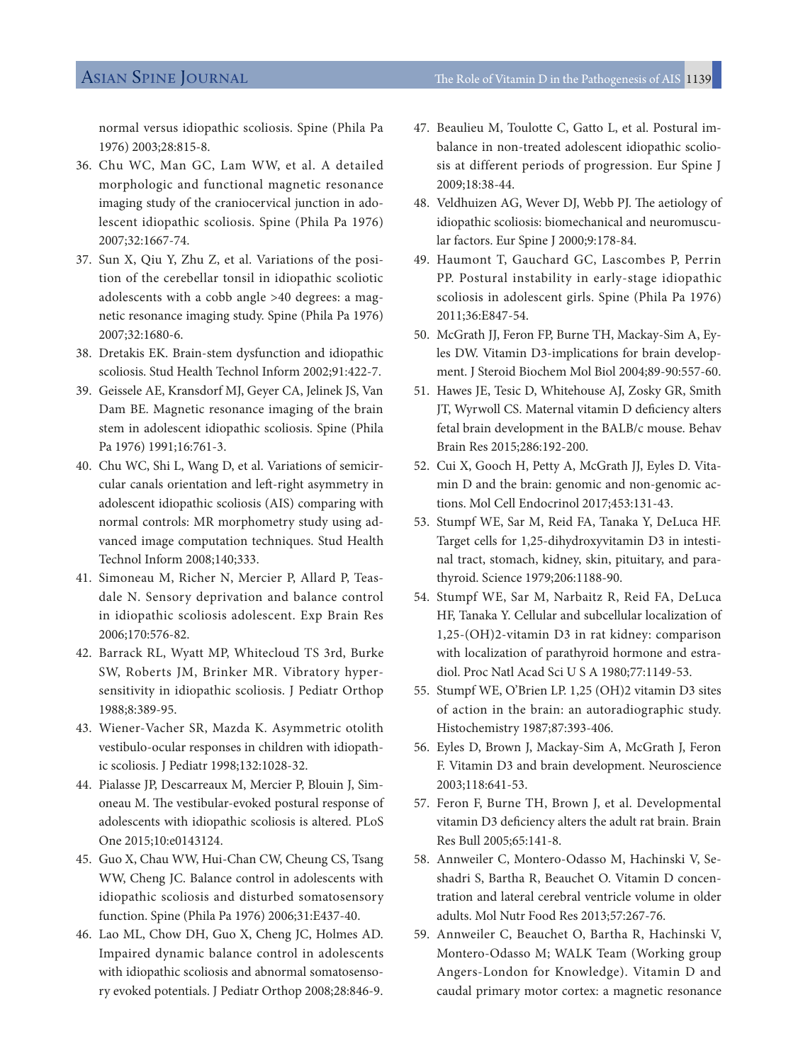normal versus idiopathic scoliosis. Spine (Phila Pa 1976) 2003;28:815-8.

36. Chu WC, Man GC, Lam WW, et al. A detailed morphologic and functional magnetic resonance imaging study of the craniocervical junction in adolescent idiopathic scoliosis. Spine (Phila Pa 1976) 2007;32:1667-74.
37. Sun X, Qiu Y, Zhu Z, et al. Variations of the position of the cerebellar tonsil in idiopathic scoliotic adolescents with a cobb angle >40 degrees: a magnetic resonance imaging study. Spine (Phila Pa 1976) 2007;32:1680-6.
38. Dretakis EK. Brain-stem dysfunction and idiopathic scoliosis. Stud Health Technol Inform 2002;91:422-7.
39. Geissele AE, Kransdorf MJ, Geyer CA, Jelinek JS, Van Dam BE. Magnetic resonance imaging of the brain stem in adolescent idiopathic scoliosis. Spine (Phila Pa 1976) 1991;16:761-3.
40. Chu WC, Shi L, Wang D, et al. Variations of semicircular canals orientation and left-right asymmetry in adolescent idiopathic scoliosis (AIS) comparing with normal controls: MR morphometry study using advanced image computation techniques. Stud Health Technol Inform 2008;140;333.
41. Simoneau M, Richer N, Mercier P, Allard P, Teasdale N. Sensory deprivation and balance control in idiopathic scoliosis adolescent. Exp Brain Res 2006;170:576-82.
42. Barrack RL, Wyatt MP, Whitecloud TS 3rd, Burke SW, Roberts JM, Brinker MR. Vibratory hypersensitivity in idiopathic scoliosis. J Pediatr Orthop 1988;8:389-95.
43. Wiener-Vacher SR, Mazda K. Asymmetric otolith vestibulo-ocular responses in children with idiopathic scoliosis. J Pediatr 1998;132:1028-32.
44. Pialasse JP, Descarreaux M, Mercier P, Blouin J, Simoneau M. The vestibular-evoked postural response of adolescents with idiopathic scoliosis is altered. PLoS One 2015;10:e0143124.
45. Guo X, Chau WW, Hui-Chan CW, Cheung CS, Tsang WW, Cheng JC. Balance control in adolescents with idiopathic scoliosis and disturbed somatosensory function. Spine (Phila Pa 1976) 2006;31:E437-40.
46. Lao ML, Chow DH, Guo X, Cheng JC, Holmes AD. Impaired dynamic balance control in adolescents with idiopathic scoliosis and abnormal somatosensory evoked potentials. J Pediatr Orthop 2008;28:846-9.
47. Beaulieu M, Toulotte C, Gatto L, et al. Postural imbalance in non-treated adolescent idiopathic scoliosis at different periods of progression. Eur Spine J 2009;18:38-44.
48. Veldhuizen AG, Wever DJ, Webb PJ. The aetiology of idiopathic scoliosis: biomechanical and neuromuscular factors. Eur Spine J 2000;9:178-84.
49. Haumont T, Gauchard GC, Lascombes P, Perrin PP. Postural instability in early-stage idiopathic scoliosis in adolescent girls. Spine (Phila Pa 1976) 2011;36:E847-54.
50. McGrath JJ, Feron FP, Burne TH, Mackay-Sim A, Eyles DW. Vitamin D3-implications for brain development. J Steroid Biochem Mol Biol 2004;89-90:557-60.
51. Hawes JE, Tesic D, Whitehouse AJ, Zosky GR, Smith JT, Wyrwoll CS. Maternal vitamin D deficiency alters fetal brain development in the BALB/c mouse. Behav Brain Res 2015;286:192-200.
52. Cui X, Gooch H, Petty A, McGrath JJ, Eyles D. Vitamin D and the brain: genomic and non-genomic actions. Mol Cell Endocrinol 2017;453:131-43.
53. Stumpf WE, Sar M, Reid FA, Tanaka Y, DeLuca HF. Target cells for 1,25-dihydroxyvitamin D3 in intestinal tract, stomach, kidney, skin, pituitary, and parathyroid. Science 1979;206:1188-90.
54. Stumpf WE, Sar M, Narbaitz R, Reid FA, DeLuca HF, Tanaka Y. Cellular and subcellular localization of 1,25-(OH)2-vitamin D3 in rat kidney: comparison with localization of parathyroid hormone and estradiol. Proc Natl Acad Sci U S A 1980;77:1149-53.
55. Stumpf WE, O'Brien LP. 1,25 (OH)2 vitamin D3 sites of action in the brain: an autoradiographic study. Histochemistry 1987;87:393-406.
56. Eyles D, Brown J, Mackay-Sim A, McGrath J, Feron F. Vitamin D3 and brain development. Neuroscience 2003;118:641-53.
57. Feron F, Burne TH, Brown J, et al. Developmental vitamin D3 deficiency alters the adult rat brain. Brain Res Bull 2005;65:141-8.
58. Annweiler C, Montero-Odasso M, Hachinski V, Seshadri S, Bartha R, Beauchet O. Vitamin D concentration and lateral cerebral ventricle volume in older adults. Mol Nutr Food Res 2013;57:267-76.
59. Annweiler C, Beauchet O, Bartha R, Hachinski V, Montero-Odasso M; WALK Team (Working group Angers-London for Knowledge). Vitamin D and caudal primary motor cortex: a magnetic resonance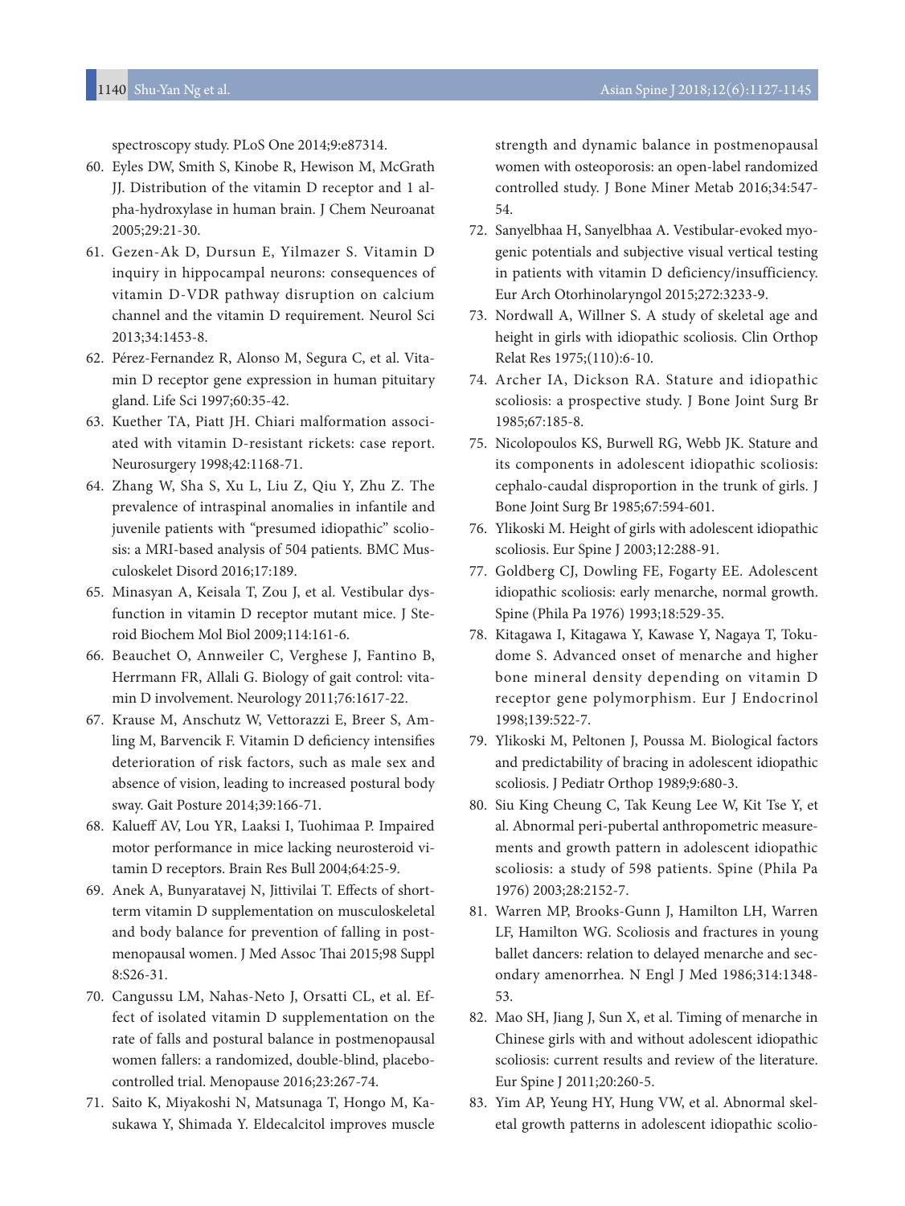spectroscopy study. PLoS One 2014;9:e87314.

60. Eyles DW, Smith S, Kinobe R, Hewison M, McGrath JJ. Distribution of the vitamin D receptor and 1 alpha-hydroxylase in human brain. J Chem Neuroanat 2005;29:21-30.
61. Gezen-Ak D, Dursun E, Yilmazer S. Vitamin D inquiry in hippocampal neurons: consequences of vitamin D-VDR pathway disruption on calcium channel and the vitamin D requirement. Neurol Sci 2013;34:1453-8.
62. Pérez-Fernandez R, Alonso M, Segura C, et al. Vitamin D receptor gene expression in human pituitary gland. Life Sci 1997;60:35-42.
63. Kuether TA, Piatt JH. Chiari malformation associated with vitamin D-resistant rickets: case report. Neurosurgery 1998;42:1168-71.
64. Zhang W, Sha S, Xu L, Liu Z, Qiu Y, Zhu Z. The prevalence of intraspinal anomalies in infantile and juvenile patients with "presumed idiopathic" scoliosis: a MRI-based analysis of 504 patients. BMC Musculoskelet Disord 2016;17:189.
65. Minasyan A, Keisala T, Zou J, et al. Vestibular dysfunction in vitamin D receptor mutant mice. J Steroid Biochem Mol Biol 2009;114:161-6.
66. Beauchet O, Annweiler C, Verghese J, Fantino B, Herrmann FR, Allali G. Biology of gait control: vitamin D involvement. Neurology 2011;76:1617-22.
67. Krause M, Anschutz W, Vettorazzi E, Breer S, Amling M, Barvencik F. Vitamin D deficiency intensifies deterioration of risk factors, such as male sex and absence of vision, leading to increased postural body sway. Gait Posture 2014;39:166-71.
68. Kalueff AV, Lou YR, Laaksi I, Tuohimaa P. Impaired motor performance in mice lacking neurosteroid vitamin D receptors. Brain Res Bull 2004;64:25-9.
69. Anek A, Bunyaratavej N, Jittivilai T. Effects of short-term vitamin D supplementation on musculoskeletal and body balance for prevention of falling in postmenopausal women. J Med Assoc Thai 2015;98 Suppl 8:S26-31.
70. Cangussu LM, Nahas-Neto J, Orsatti CL, et al. Effect of isolated vitamin D supplementation on the rate of falls and postural balance in postmenopausal women fallers: a randomized, double-blind, placebo-controlled trial. Menopause 2016;23:267-74.
71. Saito K, Miyakoshi N, Matsunaga T, Hongo M, Kasukawa Y, Shimada Y. Eldecalcitol improves muscle strength and dynamic balance in postmenopausal women with osteoporosis: an open-label randomized controlled study. J Bone Miner Metab 2016;34:547-54.
72. Sanyelbhaa H, Sanyelbhaa A. Vestibular-evoked myogenic potentials and subjective visual vertical testing in patients with vitamin D deficiency/insufficiency. Eur Arch Otorhinolaryngol 2015;272:3233-9.
73. Nordwall A, Willner S. A study of skeletal age and height in girls with idiopathic scoliosis. Clin Orthop Relat Res 1975;(110):6-10.
74. Archer IA, Dickson RA. Stature and idiopathic scoliosis: a prospective study. J Bone Joint Surg Br 1985;67:185-8.
75. Nicolopoulos KS, Burwell RG, Webb JK. Stature and its components in adolescent idiopathic scoliosis: cephalo-caudal disproportion in the trunk of girls. J Bone Joint Surg Br 1985;67:594-601.
76. Ylikoski M. Height of girls with adolescent idiopathic scoliosis. Eur Spine J 2003;12:288-91.
77. Goldberg CJ, Dowling FE, Fogarty EE. Adolescent idiopathic scoliosis: early menarche, normal growth. Spine (Phila Pa 1976) 1993;18:529-35.
78. Kitagawa I, Kitagawa Y, Kawase Y, Nagaya T, Tokudome S. Advanced onset of menarche and higher bone mineral density depending on vitamin D receptor gene polymorphism. Eur J Endocrinol 1998;139:522-7.
79. Ylikoski M, Peltonen J, Poussa M. Biological factors and predictability of bracing in adolescent idiopathic scoliosis. J Pediatr Orthop 1989;9:680-3.
80. Siu King Cheung C, Tak Keung Lee W, Kit Tse Y, et al. Abnormal peri-pubertal anthropometric measurements and growth pattern in adolescent idiopathic scoliosis: a study of 598 patients. Spine (Phila Pa 1976) 2003;28:2152-7.
81. Warren MP, Brooks-Gunn J, Hamilton LH, Warren LF, Hamilton WG. Scoliosis and fractures in young ballet dancers: relation to delayed menarche and secondary amenorrhea. N Engl J Med 1986;314:1348-53.
82. Mao SH, Jiang J, Sun X, et al. Timing of menarche in Chinese girls with and without adolescent idiopathic scoliosis: current results and review of the literature. Eur Spine J 2011;20:260-5.
83. Yim AP, Yeung HY, Hung VW, et al. Abnormal skeletal growth patterns in adolescent idiopathic scolio-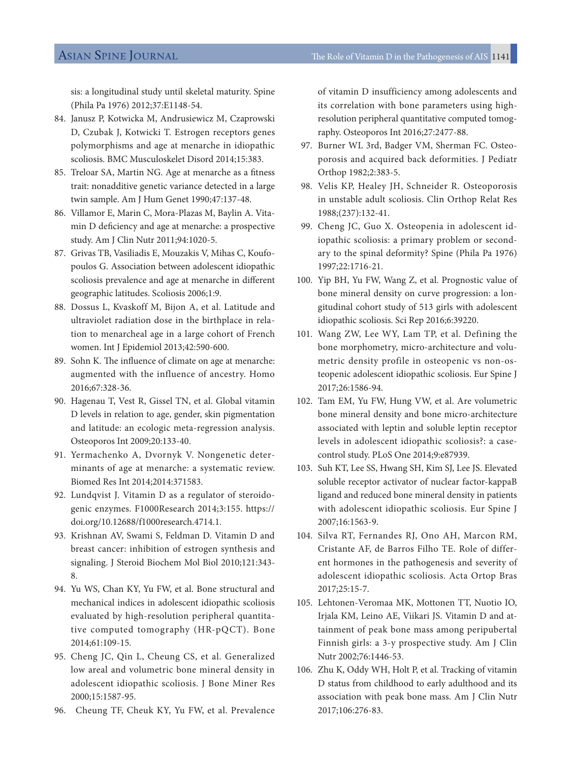sis: a longitudinal study until skeletal maturity. Spine (Phila Pa 1976) 2012;37:E1148-54.

84. Janusz P, Kotwicka M, Andrusiewicz M, Czaprowski D, Czubak J, Kotwicki T. Estrogen receptors genes polymorphisms and age at menarche in idiopathic scoliosis. BMC Musculoskelet Disord 2014;15:383.
85. Treloar SA, Martin NG. Age at menarche as a fitness trait: nonadditive genetic variance detected in a large twin sample. Am J Hum Genet 1990;47:137-48.
86. Villamor E, Marin C, Mora-Plazas M, Baylin A. Vitamin D deficiency and age at menarche: a prospective study. Am J Clin Nutr 2011;94:1020-5.
87. Grivas TB, Vasiliadis E, Mouzakis V, Mihas C, Koufopoulos G. Association between adolescent idiopathic scoliosis prevalence and age at menarche in different geographic latitudes. Scoliosis 2006;1:9.
88. Dossus L, Kvaskoff M, Bijon A, et al. Latitude and ultraviolet radiation dose in the birthplace in relation to menarcheal age in a large cohort of French women. Int J Epidemiol 2013;42:590-600.
89. Sohn K. The influence of climate on age at menarche: augmented with the influence of ancestry. Homo 2016;67:328-36.
90. Hagenau T, Vest R, Gissel TN, et al. Global vitamin D levels in relation to age, gender, skin pigmentation and latitude: an ecologic meta-regression analysis. Osteoporos Int 2009;20:133-40.
91. Yermachenko A, Dvornyk V. Nongenetic determinants of age at menarche: a systematic review. Biomed Res Int 2014;2014:371583.
92. Lundqvist J. Vitamin D as a regulator of steroidogenic enzymes. F1000Research 2014;3:155. https://doi.org/10.12688/f1000research.4714.1.
93. Krishnan AV, Swami S, Feldman D. Vitamin D and breast cancer: inhibition of estrogen synthesis and signaling. J Steroid Biochem Mol Biol 2010;121:343-8.
94. Yu WS, Chan KY, Yu FW, et al. Bone structural and mechanical indices in adolescent idiopathic scoliosis evaluated by high-resolution peripheral quantitative computed tomography (HR-pQCT). Bone 2014;61:109-15.
95. Cheng JC, Qin L, Cheung CS, et al. Generalized low areal and volumetric bone mineral density in adolescent idiopathic scoliosis. J Bone Miner Res 2000;15:1587-95.
96. Cheung TF, Cheuk KY, Yu FW, et al. Prevalence of vitamin D insufficiency among adolescents and its correlation with bone parameters using high-resolution peripheral quantitative computed tomography. Osteoporos Int 2016;27:2477-88.
97. Burner WL 3rd, Badger VM, Sherman FC. Osteoporosis and acquired back deformities. J Pediatr Orthop 1982;2:383-5.
98. Velis KP, Healey JH, Schneider R. Osteoporosis in unstable adult scoliosis. Clin Orthop Relat Res 1988;(237):132-41.
99. Cheng JC, Guo X. Osteopenia in adolescent idiopathic scoliosis: a primary problem or secondary to the spinal deformity? Spine (Phila Pa 1976) 1997;22:1716-21.
100. Yip BH, Yu FW, Wang Z, et al. Prognostic value of bone mineral density on curve progression: a longitudinal cohort study of 513 girls with adolescent idiopathic scoliosis. Sci Rep 2016;6:39220.
101. Wang ZW, Lee WY, Lam TP, et al. Defining the bone morphometry, micro-architecture and volumetric density profile in osteopenic vs non-osteopenic adolescent idiopathic scoliosis. Eur Spine J 2017;26:1586-94.
102. Tam EM, Yu FW, Hung VW, et al. Are volumetric bone mineral density and bone micro-architecture associated with leptin and soluble leptin receptor levels in adolescent idiopathic scoliosis?: a case-control study. PLoS One 2014;9:e87939.
103. Suh KT, Lee SS, Hwang SH, Kim SJ, Lee JS. Elevated soluble receptor activator of nuclear factor-kappaB ligand and reduced bone mineral density in patients with adolescent idiopathic scoliosis. Eur Spine J 2007;16:1563-9.
104. Silva RT, Fernandes RJ, Ono AH, Marcon RM, Cristante AF, de Barros Filho TE. Role of different hormones in the pathogenesis and severity of adolescent idiopathic scoliosis. Acta Ortop Bras 2017;25:15-7.
105. Lehtonen-Veromaa MK, Mottonen TT, Nuotio IO, Irjala KM, Leino AE, Viikari JS. Vitamin D and attainment of peak bone mass among peripubertal Finnish girls: a 3-y prospective study. Am J Clin Nutr 2002;76:1446-53.
106. Zhu K, Oddy WH, Holt P, et al. Tracking of vitamin D status from childhood to early adulthood and its association with peak bone mass. Am J Clin Nutr 2017;106:276-83.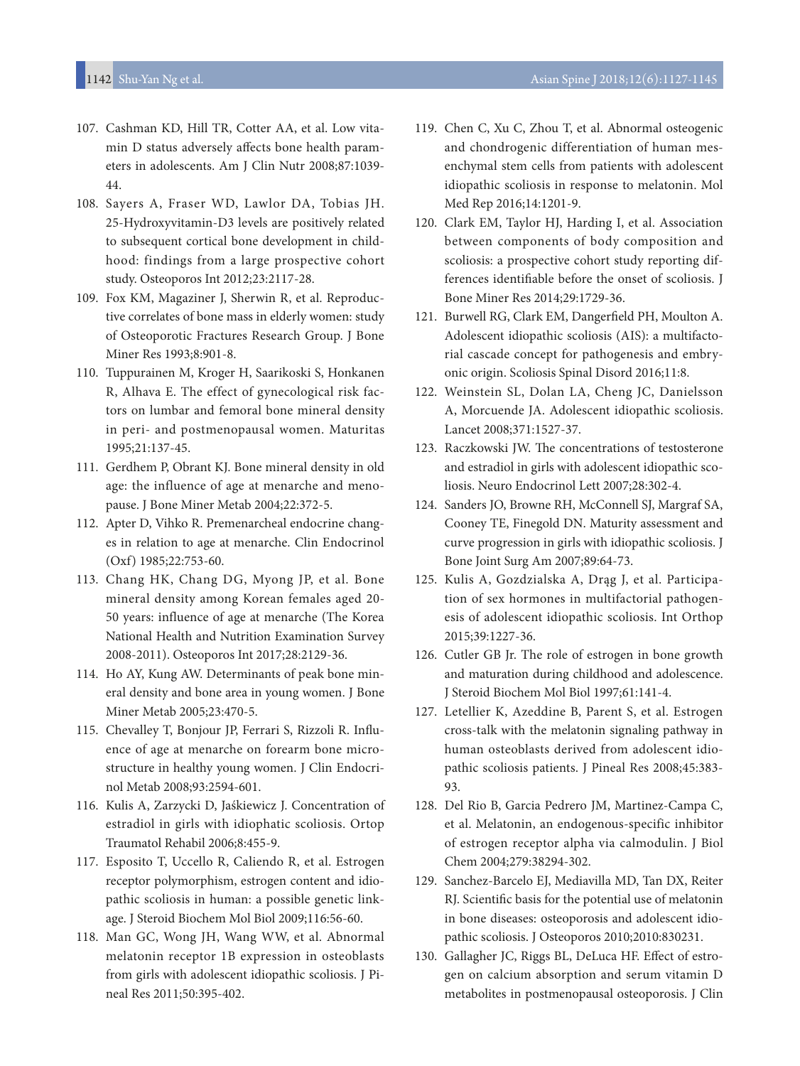107. Cashman KD, Hill TR, Cotter AA, et al. Low vitamin D status adversely affects bone health parameters in adolescents. Am J Clin Nutr 2008;87:1039-44.
108. Sayers A, Fraser WD, Lawlor DA, Tobias JH. 25-Hydroxyvitamin-D3 levels are positively related to subsequent cortical bone development in childhood: findings from a large prospective cohort study. Osteoporos Int 2012;23:2117-28.
109. Fox KM, Magaziner J, Sherwin R, et al. Reproductive correlates of bone mass in elderly women: study of Osteoporotic Fractures Research Group. J Bone Miner Res 1993;8:901-8.
110. Tuppurainen M, Kroger H, Saarikoski S, Honkanen R, Alhava E. The effect of gynecological risk factors on lumbar and femoral bone mineral density in peri- and postmenopausal women. Maturitas 1995;21:137-45.
111. Gerdhem P, Obrant KJ. Bone mineral density in old age: the influence of age at menarche and menopause. J Bone Miner Metab 2004;22:372-5.
112. Apter D, Vihko R. Premenarcheal endocrine changes in relation to age at menarche. Clin Endocrinol (Oxf) 1985;22:753-60.
113. Chang HK, Chang DG, Myong JP, et al. Bone mineral density among Korean females aged 20-50 years: influence of age at menarche (The Korea National Health and Nutrition Examination Survey 2008-2011). Osteoporos Int 2017;28:2129-36.
114. Ho AY, Kung AW. Determinants of peak bone mineral density and bone area in young women. J Bone Miner Metab 2005;23:470-5.
115. Chevalley T, Bonjour JP, Ferrari S, Rizzoli R. Influence of age at menarche on forearm bone microstructure in healthy young women. J Clin Endocrinol Metab 2008;93:2594-601.
116. Kulis A, Zarzycki D, Jaśkiewicz J. Concentration of estradiol in girls with idiophatic scoliosis. Ortop Traumatol Rehabil 2006;8:455-9.
117. Esposito T, Uccello R, Caliendo R, et al. Estrogen receptor polymorphism, estrogen content and idiopathic scoliosis in human: a possible genetic linkage. J Steroid Biochem Mol Biol 2009;116:56-60.
118. Man GC, Wong JH, Wang WW, et al. Abnormal melatonin receptor 1B expression in osteoblasts from girls with adolescent idiopathic scoliosis. J Pineal Res 2011;50:395-402.
119. Chen C, Xu C, Zhou T, et al. Abnormal osteogenic and chondrogenic differentiation of human mesenchymal stem cells from patients with adolescent idiopathic scoliosis in response to melatonin. Mol Med Rep 2016;14:1201-9.
120. Clark EM, Taylor HJ, Harding I, et al. Association between components of body composition and scoliosis: a prospective cohort study reporting differences identifiable before the onset of scoliosis. J Bone Miner Res 2014;29:1729-36.
121. Burwell RG, Clark EM, Dangerfield PH, Moulton A. Adolescent idiopathic scoliosis (AIS): a multifactorial cascade concept for pathogenesis and embryonic origin. Scoliosis Spinal Disord 2016;11:8.
122. Weinstein SL, Dolan LA, Cheng JC, Danielsson A, Morcuende JA. Adolescent idiopathic scoliosis. Lancet 2008;371:1527-37.
123. Raczkowski JW. The concentrations of testosterone and estradiol in girls with adolescent idiopathic scoliosis. Neuro Endocrinol Lett 2007;28:302-4.
124. Sanders JO, Browne RH, McConnell SJ, Margraf SA, Cooney TE, Finegold DN. Maturity assessment and curve progression in girls with idiopathic scoliosis. J Bone Joint Surg Am 2007;89:64-73.
125. Kulis A, Gozdzialska A, Drąg J, et al. Participation of sex hormones in multifactorial pathogenesis of adolescent idiopathic scoliosis. Int Orthop 2015;39:1227-36.
126. Cutler GB Jr. The role of estrogen in bone growth and maturation during childhood and adolescence. J Steroid Biochem Mol Biol 1997;61:141-4.
127. Letellier K, Azeddine B, Parent S, et al. Estrogen cross-talk with the melatonin signaling pathway in human osteoblasts derived from adolescent idiopathic scoliosis patients. J Pineal Res 2008;45:383-93.
128. Del Rio B, Garcia Pedrero JM, Martinez-Campa C, et al. Melatonin, an endogenous-specific inhibitor of estrogen receptor alpha via calmodulin. J Biol Chem 2004;279:38294-302.
129. Sanchez-Barcelo EJ, Mediavilla MD, Tan DX, Reiter RJ. Scientific basis for the potential use of melatonin in bone diseases: osteoporosis and adolescent idiopathic scoliosis. J Osteoporos 2010;2010:830231.
130. Gallagher JC, Riggs BL, DeLuca HF. Effect of estrogen on calcium absorption and serum vitamin D metabolites in postmenopausal osteoporosis. J Clin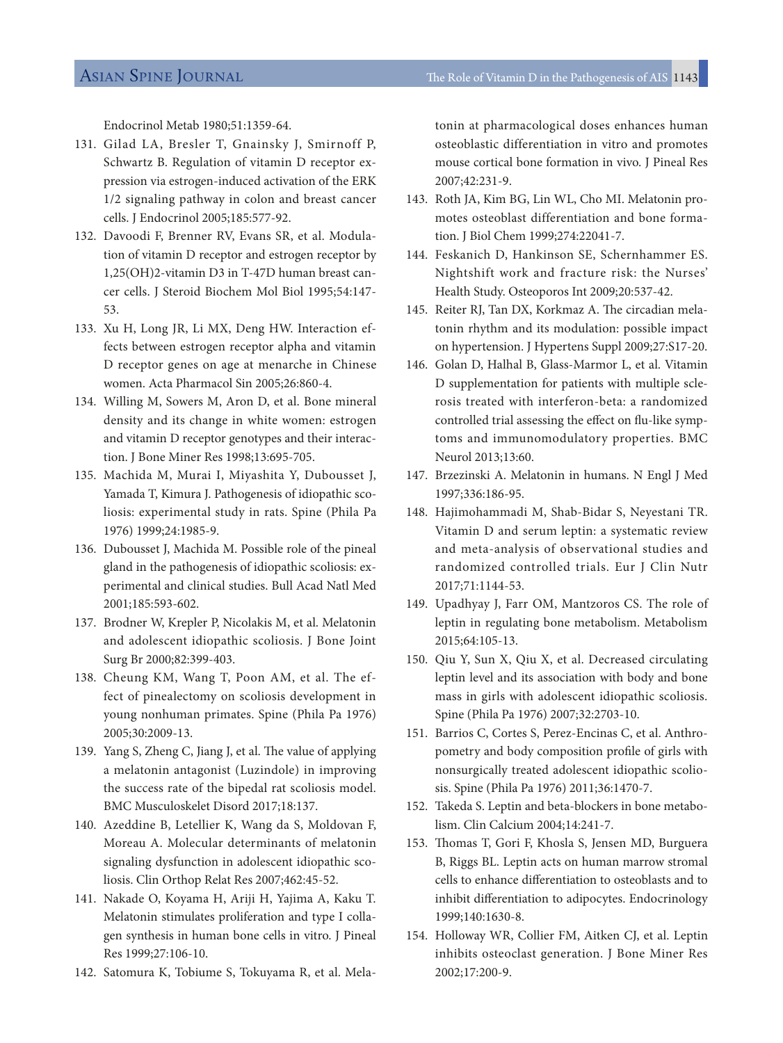Endocrinol Metab 1980;51:1359-64.

131. Gilad LA, Bresler T, Gnainsky J, Smirnoff P, Schwartz B. Regulation of vitamin D receptor expression via estrogen-induced activation of the ERK 1/2 signaling pathway in colon and breast cancer cells. J Endocrinol 2005;185:577-92.
132. Davoodi F, Brenner RV, Evans SR, et al. Modulation of vitamin D receptor and estrogen receptor by 1,25(OH)2-vitamin D3 in T-47D human breast cancer cells. J Steroid Biochem Mol Biol 1995;54:147-53.
133. Xu H, Long JR, Li MX, Deng HW. Interaction effects between estrogen receptor alpha and vitamin D receptor genes on age at menarche in Chinese women. Acta Pharmacol Sin 2005;26:860-4.
134. Willing M, Sowers M, Aron D, et al. Bone mineral density and its change in white women: estrogen and vitamin D receptor genotypes and their interaction. J Bone Miner Res 1998;13:695-705.
135. Machida M, Murai I, Miyashita Y, Dubousset J, Yamada T, Kimura J. Pathogenesis of idiopathic scoliosis: experimental study in rats. Spine (Phila Pa 1976) 1999;24:1985-9.
136. Dubousset J, Machida M. Possible role of the pineal gland in the pathogenesis of idiopathic scoliosis: experimental and clinical studies. Bull Acad Natl Med 2001;185:593-602.
137. Brodner W, Krepler P, Nicolakis M, et al. Melatonin and adolescent idiopathic scoliosis. J Bone Joint Surg Br 2000;82:399-403.
138. Cheung KM, Wang T, Poon AM, et al. The effect of pinealectomy on scoliosis development in young nonhuman primates. Spine (Phila Pa 1976) 2005;30:2009-13.
139. Yang S, Zheng C, Jiang J, et al. The value of applying a melatonin antagonist (Luzindole) in improving the success rate of the bipedal rat scoliosis model. BMC Musculoskelet Disord 2017;18:137.
140. Azeddine B, Letellier K, Wang da S, Moldovan F, Moreau A. Molecular determinants of melatonin signaling dysfunction in adolescent idiopathic scoliosis. Clin Orthop Relat Res 2007;462:45-52.
141. Nakade O, Koyama H, Ariji H, Yajima A, Kaku T. Melatonin stimulates proliferation and type I collagen synthesis in human bone cells in vitro. J Pineal Res 1999;27:106-10.
142. Satomura K, Tobiume S, Tokuyama R, et al. Melatonin at pharmacological doses enhances human osteoblastic differentiation in vitro and promotes mouse cortical bone formation in vivo. J Pineal Res 2007;42:231-9.
143. Roth JA, Kim BG, Lin WL, Cho MI. Melatonin promotes osteoblast differentiation and bone formation. J Biol Chem 1999;274:22041-7.
144. Feskanich D, Hankinson SE, Schernhammer ES. Nightshift work and fracture risk: the Nurses' Health Study. Osteoporos Int 2009;20:537-42.
145. Reiter RJ, Tan DX, Korkmaz A. The circadian melatonin rhythm and its modulation: possible impact on hypertension. J Hypertens Suppl 2009;27:S17-20.
146. Golan D, Halhal B, Glass-Marmor L, et al. Vitamin D supplementation for patients with multiple sclerosis treated with interferon-beta: a randomized controlled trial assessing the effect on flu-like symptoms and immunomodulatory properties. BMC Neurol 2013;13:60.
147. Brzezinski A. Melatonin in humans. N Engl J Med 1997;336:186-95.
148. Hajimohammadi M, Shab-Bidar S, Neyestani TR. Vitamin D and serum leptin: a systematic review and meta-analysis of observational studies and randomized controlled trials. Eur J Clin Nutr 2017;71:1144-53.
149. Upadhyay J, Farr OM, Mantzoros CS. The role of leptin in regulating bone metabolism. Metabolism 2015;64:105-13.
150. Qiu Y, Sun X, Qiu X, et al. Decreased circulating leptin level and its association with body and bone mass in girls with adolescent idiopathic scoliosis. Spine (Phila Pa 1976) 2007;32:2703-10.
151. Barrios C, Cortes S, Perez-Encinas C, et al. Anthropometry and body composition profile of girls with nonsurgically treated adolescent idiopathic scoliosis. Spine (Phila Pa 1976) 2011;36:1470-7.
152. Takeda S. Leptin and beta-blockers in bone metabolism. Clin Calcium 2004;14:241-7.
153. Thomas T, Gori F, Khosla S, Jensen MD, Burguera B, Riggs BL. Leptin acts on human marrow stromal cells to enhance differentiation to osteoblasts and to inhibit differentiation to adipocytes. Endocrinology 1999;140:1630-8.
154. Holloway WR, Collier FM, Aitken CJ, et al. Leptin inhibits osteoclast generation. J Bone Miner Res 2002;17:200-9.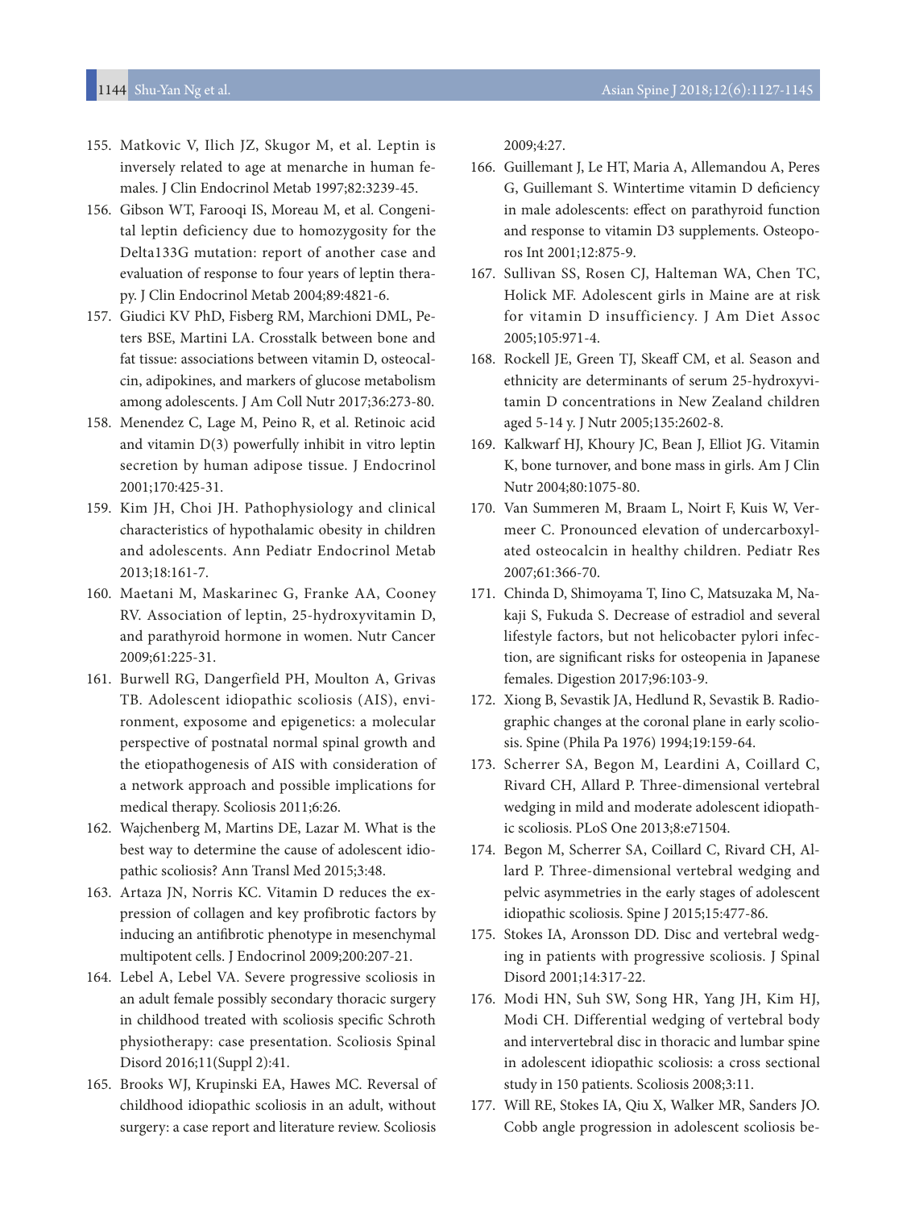155. Matkovic V, Ilich JZ, Skugor M, et al. Leptin is inversely related to age at menarche in human females. J Clin Endocrinol Metab 1997;82:3239-45.
156. Gibson WT, Farooqi IS, Moreau M, et al. Congenital leptin deficiency due to homozygosity for the Delta133G mutation: report of another case and evaluation of response to four years of leptin therapy. J Clin Endocrinol Metab 2004;89:4821-6.
157. Giudici KV PhD, Fisberg RM, Marchioni DML, Peters BSE, Martini LA. Crosstalk between bone and fat tissue: associations between vitamin D, osteocalcin, adipokines, and markers of glucose metabolism among adolescents. J Am Coll Nutr 2017;36:273-80.
158. Menendez C, Lage M, Peino R, et al. Retinoic acid and vitamin D(3) powerfully inhibit in vitro leptin secretion by human adipose tissue. J Endocrinol 2001;170:425-31.
159. Kim JH, Choi JH. Pathophysiology and clinical characteristics of hypothalamic obesity in children and adolescents. Ann Pediatr Endocrinol Metab 2013;18:161-7.
160. Maetani M, Maskarinec G, Franke AA, Cooney RV. Association of leptin, 25-hydroxyvitamin D, and parathyroid hormone in women. Nutr Cancer 2009;61:225-31.
161. Burwell RG, Dangerfield PH, Moulton A, Grivas TB. Adolescent idiopathic scoliosis (AIS), environment, exposome and epigenetics: a molecular perspective of postnatal normal spinal growth and the etiopathogenesis of AIS with consideration of a network approach and possible implications for medical therapy. Scoliosis 2011;6:26.
162. Wajchenberg M, Martins DE, Lazar M. What is the best way to determine the cause of adolescent idiopathic scoliosis? Ann Transl Med 2015;3:48.
163. Artaza JN, Norris KC. Vitamin D reduces the expression of collagen and key profibrotic factors by inducing an antifibrotic phenotype in mesenchymal multipotent cells. J Endocrinol 2009;200:207-21.
164. Lebel A, Lebel VA. Severe progressive scoliosis in an adult female possibly secondary thoracic surgery in childhood treated with scoliosis specific Schroth physiotherapy: case presentation. Scoliosis Spinal Disord 2016;11(Suppl 2):41.
165. Brooks WJ, Krupinski EA, Hawes MC. Reversal of childhood idiopathic scoliosis in an adult, without surgery: a case report and literature review. Scoliosis 2009;4:27.
166. Guillemant J, Le HT, Maria A, Allemandou A, Peres G, Guillemant S. Wintertime vitamin D deficiency in male adolescents: effect on parathyroid function and response to vitamin D3 supplements. Osteoporos Int 2001;12:875-9.
167. Sullivan SS, Rosen CJ, Halteman WA, Chen TC, Holick MF. Adolescent girls in Maine are at risk for vitamin D insufficiency. J Am Diet Assoc 2005;105:971-4.
168. Rockell JE, Green TJ, Skeaff CM, et al. Season and ethnicity are determinants of serum 25-hydroxyvitamin D concentrations in New Zealand children aged 5-14 y. J Nutr 2005;135:2602-8.
169. Kalkwarf HJ, Khoury JC, Bean J, Elliot JG. Vitamin K, bone turnover, and bone mass in girls. Am J Clin Nutr 2004;80:1075-80.
170. Van Summeren M, Braam L, Noirt F, Kuis W, Vermeer C. Pronounced elevation of undercarboxylated osteocalcin in healthy children. Pediatr Res 2007;61:366-70.
171. Chinda D, Shimoyama T, Iino C, Matsuzaka M, Nakaji S, Fukuda S. Decrease of estradiol and several lifestyle factors, but not helicobacter pylori infection, are significant risks for osteopenia in Japanese females. Digestion 2017;96:103-9.
172. Xiong B, Sevastik JA, Hedlund R, Sevastik B. Radiographic changes at the coronal plane in early scoliosis. Spine (Phila Pa 1976) 1994;19:159-64.
173. Scherrer SA, Begon M, Leardini A, Coillard C, Rivard CH, Allard P. Three-dimensional vertebral wedging in mild and moderate adolescent idiopathic scoliosis. PLoS One 2013;8:e71504.
174. Begon M, Scherrer SA, Coillard C, Rivard CH, Allard P. Three-dimensional vertebral wedging and pelvic asymmetries in the early stages of adolescent idiopathic scoliosis. Spine J 2015;15:477-86.
175. Stokes IA, Aronsson DD. Disc and vertebral wedging in patients with progressive scoliosis. J Spinal Disord 2001;14:317-22.
176. Modi HN, Suh SW, Song HR, Yang JH, Kim HJ, Modi CH. Differential wedging of vertebral body and intervertebral disc in thoracic and lumbar spine in adolescent idiopathic scoliosis: a cross sectional study in 150 patients. Scoliosis 2008;3:11.
177. Will RE, Stokes IA, Qiu X, Walker MR, Sanders JO. Cobb angle progression in adolescent scoliosis be-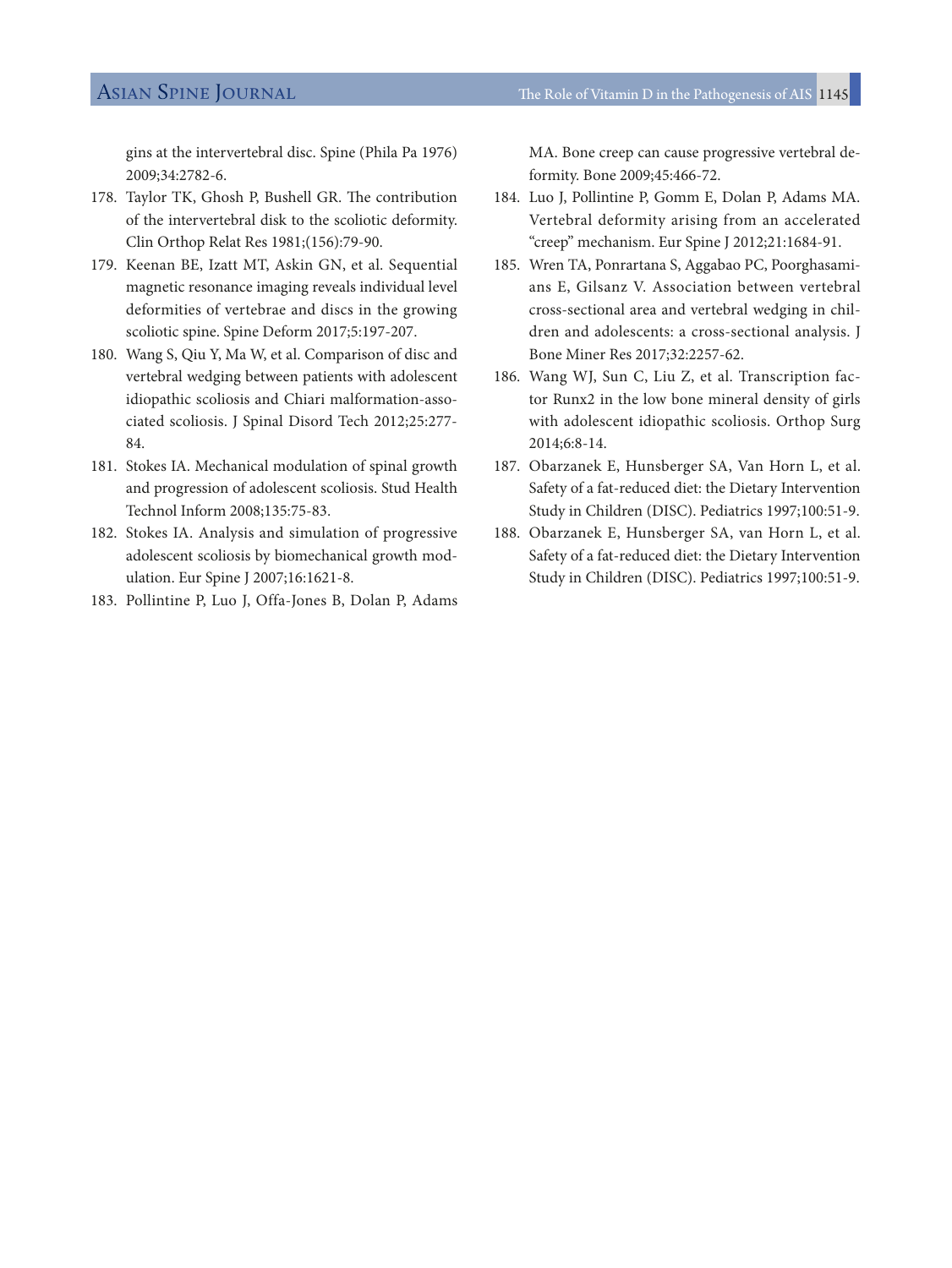gins at the intervertebral disc. Spine (Phila Pa 1976) 2009;34:2782-6.

178. Taylor TK, Ghosh P, Bushell GR. The contribution of the intervertebral disk to the scoliotic deformity. Clin Orthop Relat Res 1981;(156):79-90.
179. Keenan BE, Izatt MT, Askin GN, et al. Sequential magnetic resonance imaging reveals individual level deformities of vertebrae and discs in the growing scoliotic spine. Spine Deform 2017;5:197-207.
180. Wang S, Qiu Y, Ma W, et al. Comparison of disc and vertebral wedging between patients with adolescent idiopathic scoliosis and Chiari malformation-associated scoliosis. J Spinal Disord Tech 2012;25:277-84.
181. Stokes IA. Mechanical modulation of spinal growth and progression of adolescent scoliosis. Stud Health Technol Inform 2008;135:75-83.
182. Stokes IA. Analysis and simulation of progressive adolescent scoliosis by biomechanical growth modulation. Eur Spine J 2007;16:1621-8.
183. Pollintine P, Luo J, Offa-Jones B, Dolan P, Adams MA. Bone creep can cause progressive vertebral deformity. Bone 2009;45:466-72.
184. Luo J, Pollintine P, Gomm E, Dolan P, Adams MA. Vertebral deformity arising from an accelerated "creep" mechanism. Eur Spine J 2012;21:1684-91.
185. Wren TA, Ponrartana S, Aggabao PC, Poorghasamians E, Gilsanz V. Association between vertebral cross-sectional area and vertebral wedging in children and adolescents: a cross-sectional analysis. J Bone Miner Res 2017;32:2257-62.
186. Wang WJ, Sun C, Liu Z, et al. Transcription factor Runx2 in the low bone mineral density of girls with adolescent idiopathic scoliosis. Orthop Surg 2014;6:8-14.
187. Obarzanek E, Hunsberger SA, Van Horn L, et al. Safety of a fat-reduced diet: the Dietary Intervention Study in Children (DISC). Pediatrics 1997;100:51-9.
188. Obarzanek E, Hunsberger SA, van Horn L, et al. Safety of a fat-reduced diet: the Dietary Intervention Study in Children (DISC). Pediatrics 1997;100:51-9.